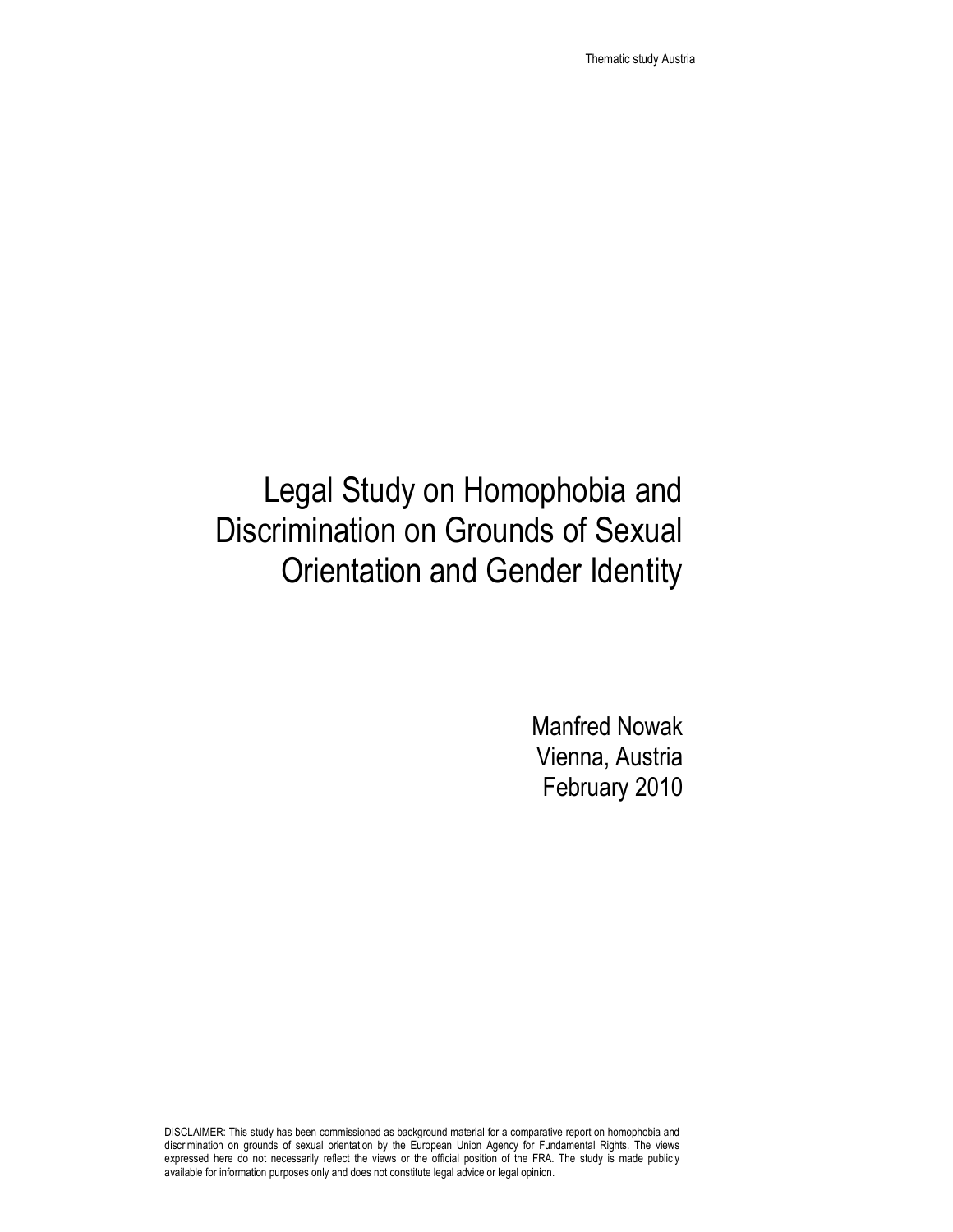# Legal Study on Homophobia and Discrimination on Grounds of Sexual Orientation and Gender Identity

Manfred Nowak
Vienna, Austria
February 2010

DISCLAIMER: This study has been commissioned as background material for a comparative report on homophobia and discrimination on grounds of sexual orientation by the European Union Agency for Fundamental Rights. The views expressed here do not necessarily reflect the views or the official position of the FRA. The study is made publicly available for information purposes only and does not constitute legal advice or legal opinion.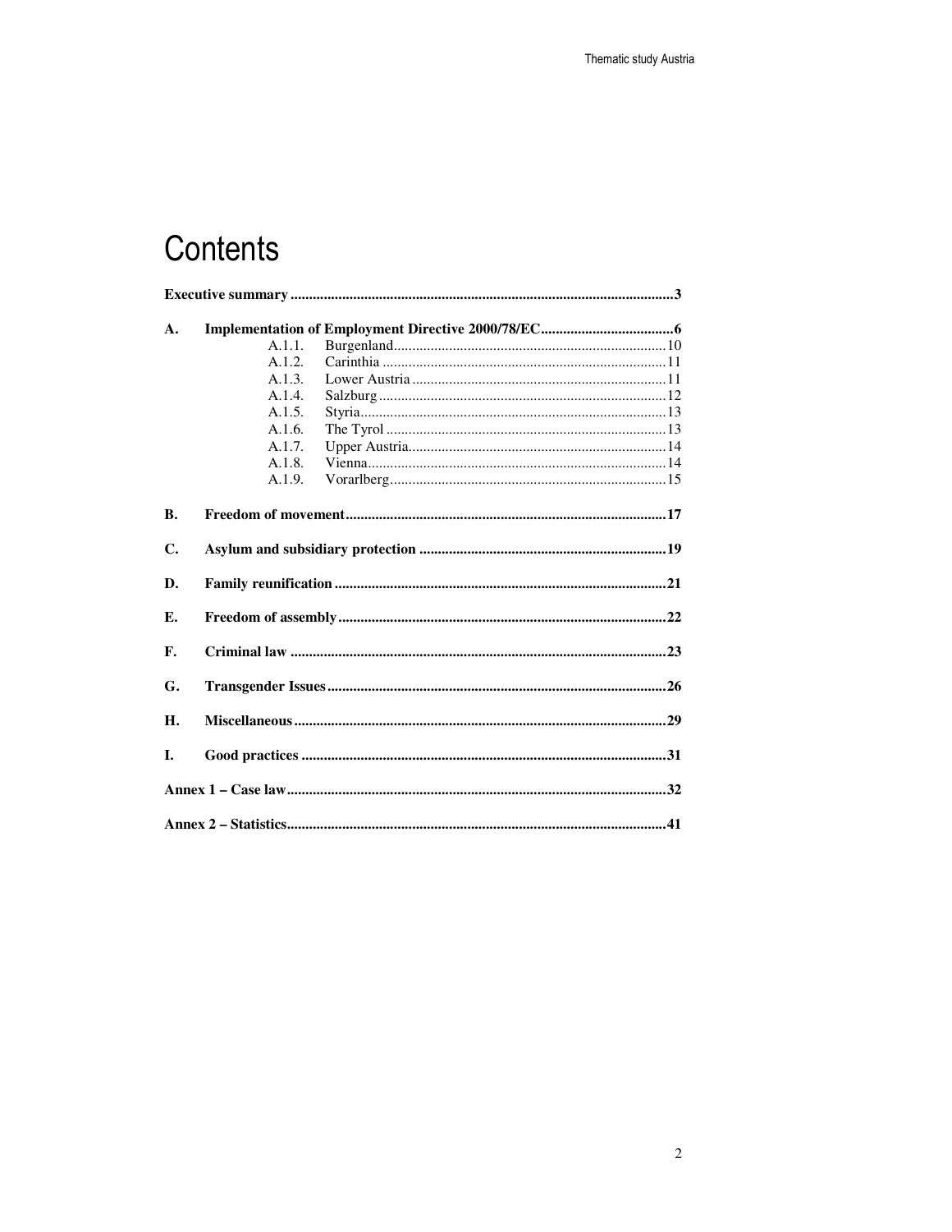# Contents

**Executive summary** ....................................................................................................... **3**

**A. Implementation of Employment Directive 2000/78/EC** .................................... **6**

- A.1.1. Burgenland ......................................................................... 10
- A.1.2. Carinthia ............................................................................. 11
- A.1.3. Lower Austria ...................................................................... 11
- A.1.4. Salzburg .............................................................................. 12
- A.1.5. Styria ................................................................................... 13
- A.1.6. The Tyrol ............................................................................ 13
- A.1.7. Upper Austria ...................................................................... 14
- A.1.8. Vienna ................................................................................. 14
- A.1.9. Vorarlberg ........................................................................... 15

**B. Freedom of movement** ...................................................................................... **17**

**C. Asylum and subsidiary protection** .................................................................. **19**

**D. Family reunification** ......................................................................................... **21**

**E. Freedom of assembly** ........................................................................................ **22**

**F. Criminal law** ..................................................................................................... **23**

**G. Transgender Issues** ........................................................................................... **26**

**H. Miscellaneous** ................................................................................................... **29**

**I. Good practices** .................................................................................................. **31**

**Annex 1 – Case law** .............................................................................................. **32**

**Annex 2 – Statistics** .............................................................................................. **41**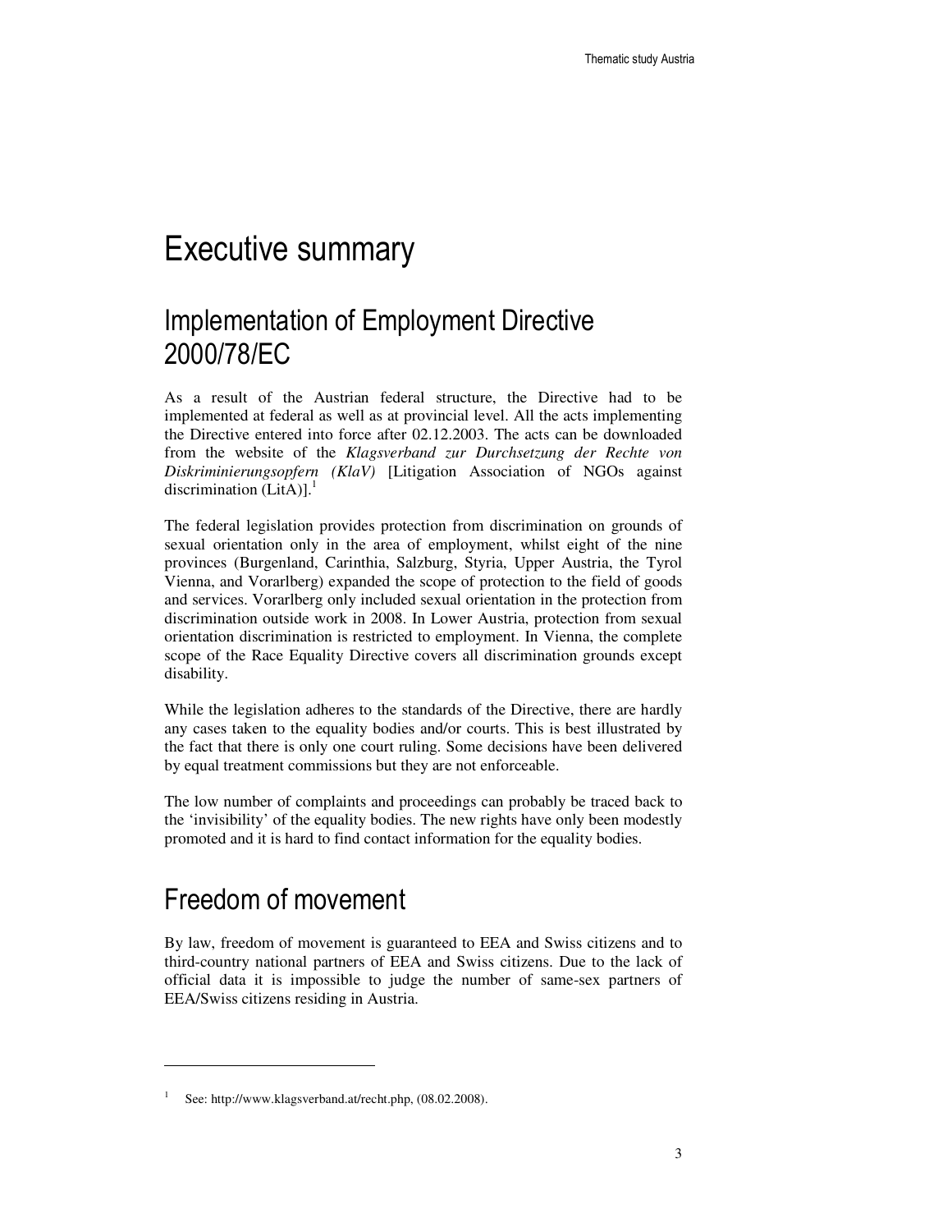# Executive summary

## Implementation of Employment Directive 2000/78/EC

As a result of the Austrian federal structure, the Directive had to be implemented at federal as well as at provincial level. All the acts implementing the Directive entered into force after 02.12.2003. The acts can be downloaded from the website of the *Klagsverband zur Durchsetzung der Rechte von Diskriminierungsopfern (KlaV)* [Litigation Association of NGOs against discrimination (LitA)].[1]

The federal legislation provides protection from discrimination on grounds of sexual orientation only in the area of employment, whilst eight of the nine provinces (Burgenland, Carinthia, Salzburg, Styria, Upper Austria, the Tyrol Vienna, and Vorarlberg) expanded the scope of protection to the field of goods and services. Vorarlberg only included sexual orientation in the protection from discrimination outside work in 2008. In Lower Austria, protection from sexual orientation discrimination is restricted to employment. In Vienna, the complete scope of the Race Equality Directive covers all discrimination grounds except disability.

While the legislation adheres to the standards of the Directive, there are hardly any cases taken to the equality bodies and/or courts. This is best illustrated by the fact that there is only one court ruling. Some decisions have been delivered by equal treatment commissions but they are not enforceable.

The low number of complaints and proceedings can probably be traced back to the 'invisibility' of the equality bodies. The new rights have only been modestly promoted and it is hard to find contact information for the equality bodies.

## Freedom of movement

By law, freedom of movement is guaranteed to EEA and Swiss citizens and to third-country national partners of EEA and Swiss citizens. Due to the lack of official data it is impossible to judge the number of same-sex partners of EEA/Swiss citizens residing in Austria.

---

[1] See: http://www.klagsverband.at/recht.php, (08.02.2008).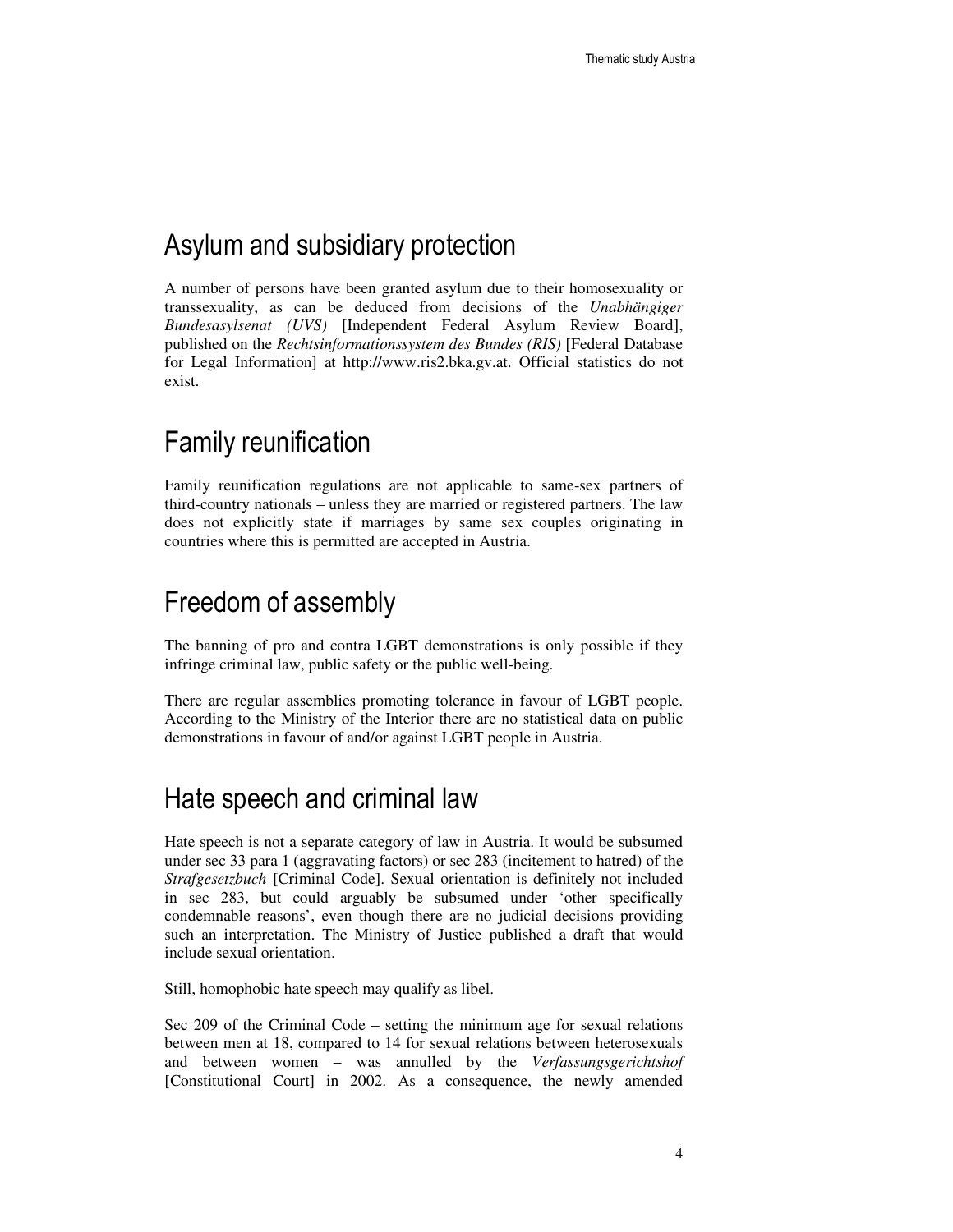## Asylum and subsidiary protection

A number of persons have been granted asylum due to their homosexuality or transsexuality, as can be deduced from decisions of the *Unabhängiger Bundesasylsenat (UVS)* [Independent Federal Asylum Review Board], published on the *Rechtsinformationssystem des Bundes (RIS)* [Federal Database for Legal Information] at http://www.ris2.bka.gv.at. Official statistics do not exist.

## Family reunification

Family reunification regulations are not applicable to same-sex partners of third-country nationals – unless they are married or registered partners. The law does not explicitly state if marriages by same sex couples originating in countries where this is permitted are accepted in Austria.

## Freedom of assembly

The banning of pro and contra LGBT demonstrations is only possible if they infringe criminal law, public safety or the public well-being.

There are regular assemblies promoting tolerance in favour of LGBT people. According to the Ministry of the Interior there are no statistical data on public demonstrations in favour of and/or against LGBT people in Austria.

## Hate speech and criminal law

Hate speech is not a separate category of law in Austria. It would be subsumed under sec 33 para 1 (aggravating factors) or sec 283 (incitement to hatred) of the *Strafgesetzbuch* [Criminal Code]. Sexual orientation is definitely not included in sec 283, but could arguably be subsumed under 'other specifically condemnable reasons', even though there are no judicial decisions providing such an interpretation. The Ministry of Justice published a draft that would include sexual orientation.

Still, homophobic hate speech may qualify as libel.

Sec 209 of the Criminal Code – setting the minimum age for sexual relations between men at 18, compared to 14 for sexual relations between heterosexuals and between women – was annulled by the *Verfassungsgerichtshof* [Constitutional Court] in 2002. As a consequence, the newly amended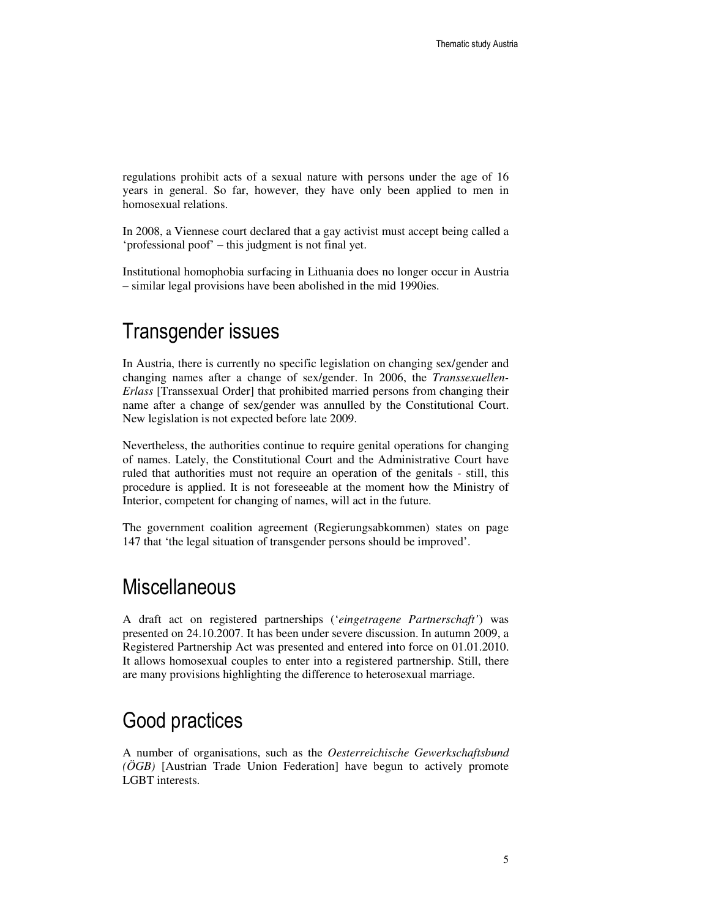regulations prohibit acts of a sexual nature with persons under the age of 16 years in general. So far, however, they have only been applied to men in homosexual relations.

In 2008, a Viennese court declared that a gay activist must accept being called a 'professional poof' – this judgment is not final yet.

Institutional homophobia surfacing in Lithuania does no longer occur in Austria – similar legal provisions have been abolished in the mid 1990ies.

# Transgender issues

In Austria, there is currently no specific legislation on changing sex/gender and changing names after a change of sex/gender. In 2006, the *Transsexuellen-Erlass* [Transsexual Order] that prohibited married persons from changing their name after a change of sex/gender was annulled by the Constitutional Court. New legislation is not expected before late 2009.

Nevertheless, the authorities continue to require genital operations for changing of names. Lately, the Constitutional Court and the Administrative Court have ruled that authorities must not require an operation of the genitals - still, this procedure is applied. It is not foreseeable at the moment how the Ministry of Interior, competent for changing of names, will act in the future.

The government coalition agreement (Regierungsabkommen) states on page 147 that 'the legal situation of transgender persons should be improved'.

# Miscellaneous

A draft act on registered partnerships ('*eingetragene Partnerschaft'*) was presented on 24.10.2007. It has been under severe discussion. In autumn 2009, a Registered Partnership Act was presented and entered into force on 01.01.2010. It allows homosexual couples to enter into a registered partnership. Still, there are many provisions highlighting the difference to heterosexual marriage.

# Good practices

A number of organisations, such as the *Oesterreichische Gewerkschaftsbund (ÖGB)* [Austrian Trade Union Federation] have begun to actively promote LGBT interests.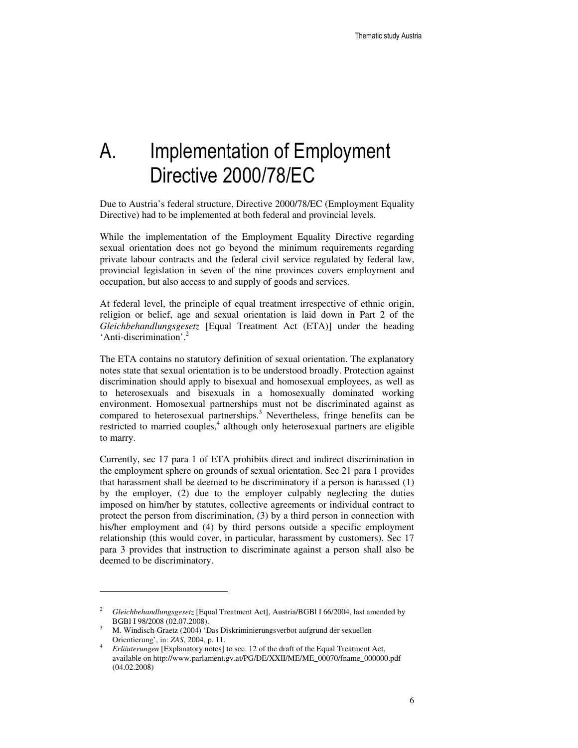# A. Implementation of Employment Directive 2000/78/EC

Due to Austria's federal structure, Directive 2000/78/EC (Employment Equality Directive) had to be implemented at both federal and provincial levels.

While the implementation of the Employment Equality Directive regarding sexual orientation does not go beyond the minimum requirements regarding private labour contracts and the federal civil service regulated by federal law, provincial legislation in seven of the nine provinces covers employment and occupation, but also access to and supply of goods and services.

At federal level, the principle of equal treatment irrespective of ethnic origin, religion or belief, age and sexual orientation is laid down in Part 2 of the *Gleichbehandlungsgesetz* [Equal Treatment Act (ETA)] under the heading 'Anti-discrimination'.[2]

The ETA contains no statutory definition of sexual orientation. The explanatory notes state that sexual orientation is to be understood broadly. Protection against discrimination should apply to bisexual and homosexual employees, as well as to heterosexuals and bisexuals in a homosexually dominated working environment. Homosexual partnerships must not be discriminated against as compared to heterosexual partnerships.[3] Nevertheless, fringe benefits can be restricted to married couples,[4] although only heterosexual partners are eligible to marry.

Currently, sec 17 para 1 of ETA prohibits direct and indirect discrimination in the employment sphere on grounds of sexual orientation. Sec 21 para 1 provides that harassment shall be deemed to be discriminatory if a person is harassed (1) by the employer, (2) due to the employer culpably neglecting the duties imposed on him/her by statutes, collective agreements or individual contract to protect the person from discrimination, (3) by a third person in connection with his/her employment and (4) by third persons outside a specific employment relationship (this would cover, in particular, harassment by customers). Sec 17 para 3 provides that instruction to discriminate against a person shall also be deemed to be discriminatory.

---

[2] *Gleichbehandlungsgesetz* [Equal Treatment Act], Austria/BGBl I 66/2004, last amended by BGBl I 98/2008 (02.07.2008).

[3] M. Windisch-Graetz (2004) 'Das Diskriminierungsverbot aufgrund der sexuellen Orientierung', in: *ZAS*, 2004, p. 11.

[4] *Erläuterungen* [Explanatory notes] to sec. 12 of the draft of the Equal Treatment Act, available on http://www.parlament.gv.at/PG/DE/XXII/ME/ME_00070/fname_000000.pdf (04.02.2008)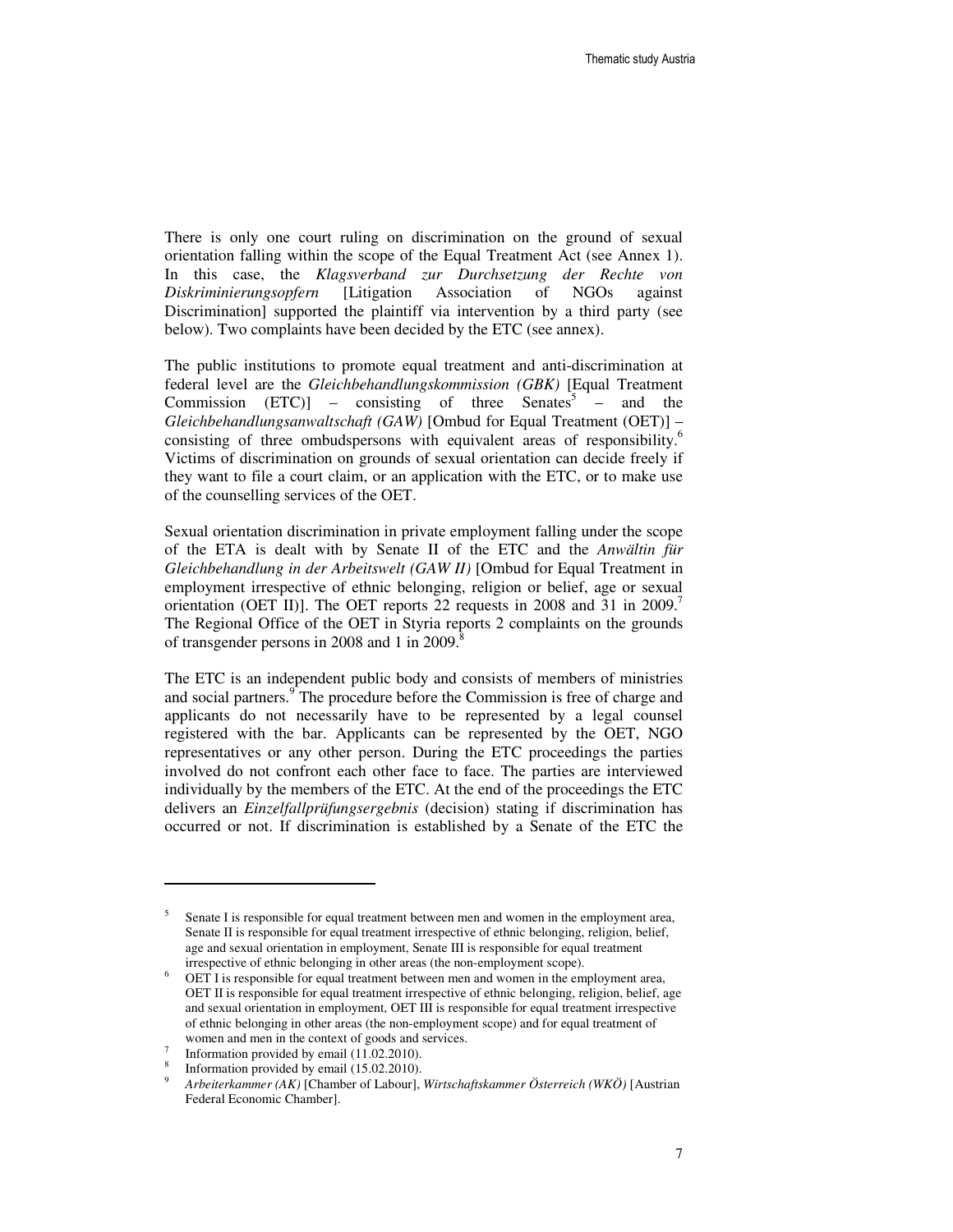There is only one court ruling on discrimination on the ground of sexual orientation falling within the scope of the Equal Treatment Act (see Annex 1). In this case, the *Klagsverband zur Durchsetzung der Rechte von Diskriminierungsopfern* [Litigation Association of NGOs against Discrimination] supported the plaintiff via intervention by a third party (see below). Two complaints have been decided by the ETC (see annex).

The public institutions to promote equal treatment and anti-discrimination at federal level are the *Gleichbehandlungskommission (GBK)* [Equal Treatment Commission (ETC)] – consisting of three Senates[5] – and the *Gleichbehandlungsanwaltschaft (GAW)* [Ombud for Equal Treatment (OET)] – consisting of three ombudspersons with equivalent areas of responsibility.[6] Victims of discrimination on grounds of sexual orientation can decide freely if they want to file a court claim, or an application with the ETC, or to make use of the counselling services of the OET.

Sexual orientation discrimination in private employment falling under the scope of the ETA is dealt with by Senate II of the ETC and the *Anwältin für Gleichbehandlung in der Arbeitswelt (GAW II)* [Ombud for Equal Treatment in employment irrespective of ethnic belonging, religion or belief, age or sexual orientation (OET II)]. The OET reports 22 requests in 2008 and 31 in 2009.[7] The Regional Office of the OET in Styria reports 2 complaints on the grounds of transgender persons in 2008 and 1 in 2009.[8]

The ETC is an independent public body and consists of members of ministries and social partners.[9] The procedure before the Commission is free of charge and applicants do not necessarily have to be represented by a legal counsel registered with the bar. Applicants can be represented by the OET, NGO representatives or any other person. During the ETC proceedings the parties involved do not confront each other face to face. The parties are interviewed individually by the members of the ETC. At the end of the proceedings the ETC delivers an *Einzelfallprüfungsergebnis* (decision) stating if discrimination has occurred or not. If discrimination is established by a Senate of the ETC the

---

[5] Senate I is responsible for equal treatment between men and women in the employment area, Senate II is responsible for equal treatment irrespective of ethnic belonging, religion, belief, age and sexual orientation in employment, Senate III is responsible for equal treatment irrespective of ethnic belonging in other areas (the non-employment scope).

[6] OET I is responsible for equal treatment between men and women in the employment area, OET II is responsible for equal treatment irrespective of ethnic belonging, religion, belief, age and sexual orientation in employment, OET III is responsible for equal treatment irrespective of ethnic belonging in other areas (the non-employment scope) and for equal treatment of women and men in the context of goods and services.

[7] Information provided by email (11.02.2010).

[8] Information provided by email (15.02.2010).

[9] *Arbeiterkammer (AK)* [Chamber of Labour], *Wirtschaftskammer Österreich (WKÖ)* [Austrian Federal Economic Chamber].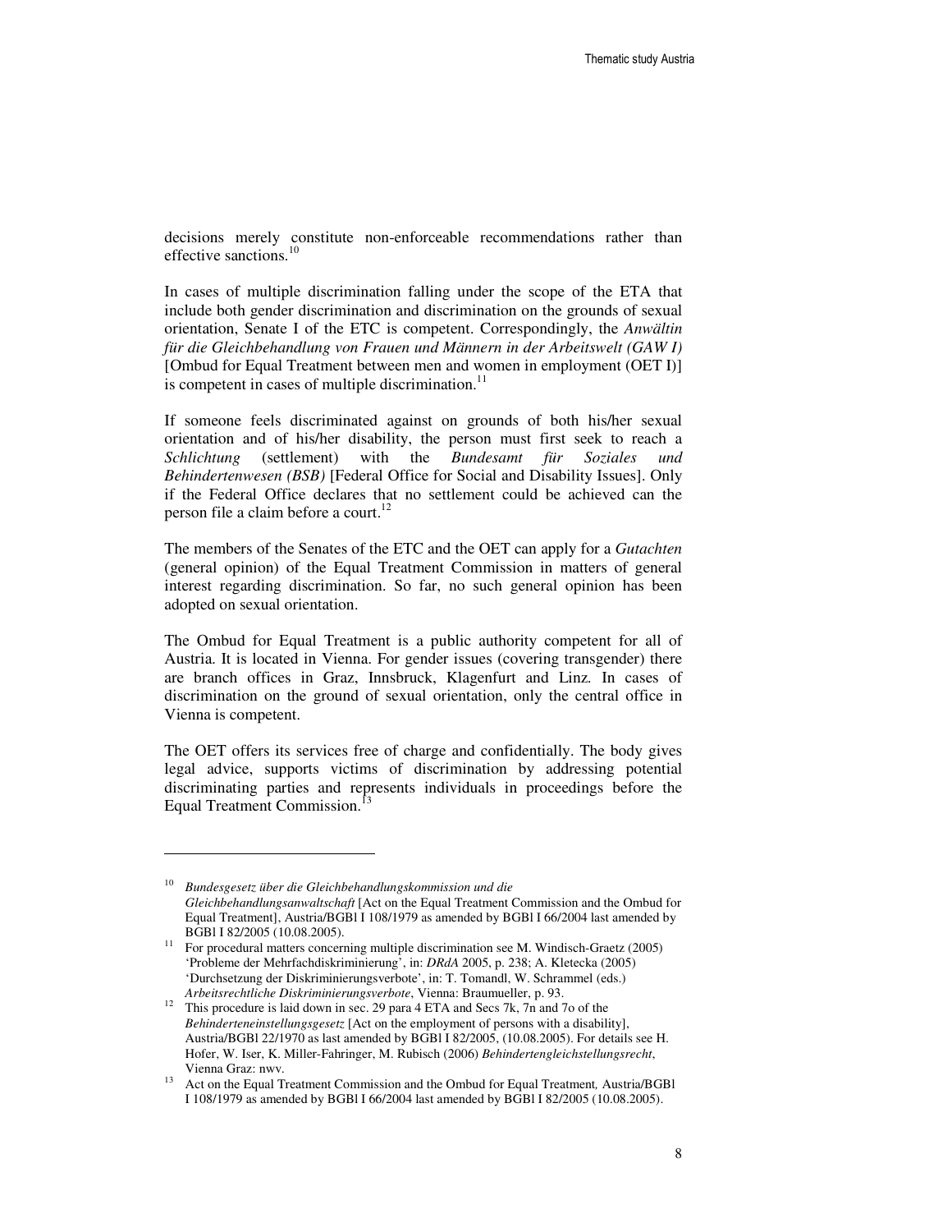decisions merely constitute non-enforceable recommendations rather than effective sanctions.[10]

In cases of multiple discrimination falling under the scope of the ETA that include both gender discrimination and discrimination on the grounds of sexual orientation, Senate I of the ETC is competent. Correspondingly, the *Anwältin für die Gleichbehandlung von Frauen und Männern in der Arbeitswelt (GAW I)* [Ombud for Equal Treatment between men and women in employment (OET I)] is competent in cases of multiple discrimination.[11]

If someone feels discriminated against on grounds of both his/her sexual orientation and of his/her disability, the person must first seek to reach a *Schlichtung* (settlement) with the *Bundesamt für Soziales und Behindertenwesen (BSB)* [Federal Office for Social and Disability Issues]. Only if the Federal Office declares that no settlement could be achieved can the person file a claim before a court.[12]

The members of the Senates of the ETC and the OET can apply for a *Gutachten* (general opinion) of the Equal Treatment Commission in matters of general interest regarding discrimination. So far, no such general opinion has been adopted on sexual orientation.

The Ombud for Equal Treatment is a public authority competent for all of Austria. It is located in Vienna. For gender issues (covering transgender) there are branch offices in Graz, Innsbruck, Klagenfurt and Linz. In cases of discrimination on the ground of sexual orientation, only the central office in Vienna is competent.

The OET offers its services free of charge and confidentially. The body gives legal advice, supports victims of discrimination by addressing potential discriminating parties and represents individuals in proceedings before the Equal Treatment Commission.[13]

---

[10] *Bundesgesetz über die Gleichbehandlungskommission und die Gleichbehandlungsanwaltschaft* [Act on the Equal Treatment Commission and the Ombud for Equal Treatment], Austria/BGBl I 108/1979 as amended by BGBl I 66/2004 last amended by BGBl I 82/2005 (10.08.2005).

[11] For procedural matters concerning multiple discrimination see M. Windisch-Graetz (2005) 'Probleme der Mehrfachdiskriminierung', in: *DRdA* 2005, p. 238; A. Kletecka (2005) 'Durchsetzung der Diskriminierungsverbote', in: T. Tomandl, W. Schrammel (eds.) *Arbeitsrechtliche Diskriminierungsverbote*, Vienna: Braumueller, p. 93.

[12] This procedure is laid down in sec. 29 para 4 ETA and Secs 7k, 7n and 7o of the *Behinderteneinstellungsgesetz* [Act on the employment of persons with a disability], Austria/BGBl 22/1970 as last amended by BGBl I 82/2005, (10.08.2005). For details see H. Hofer, W. Iser, K. Miller-Fahringer, M. Rubisch (2006) *Behindertengleichstellungsrecht*, Vienna Graz: nwv.

[13] Act on the Equal Treatment Commission and the Ombud for Equal Treatment, Austria/BGBl I 108/1979 as amended by BGBl I 66/2004 last amended by BGBl I 82/2005 (10.08.2005).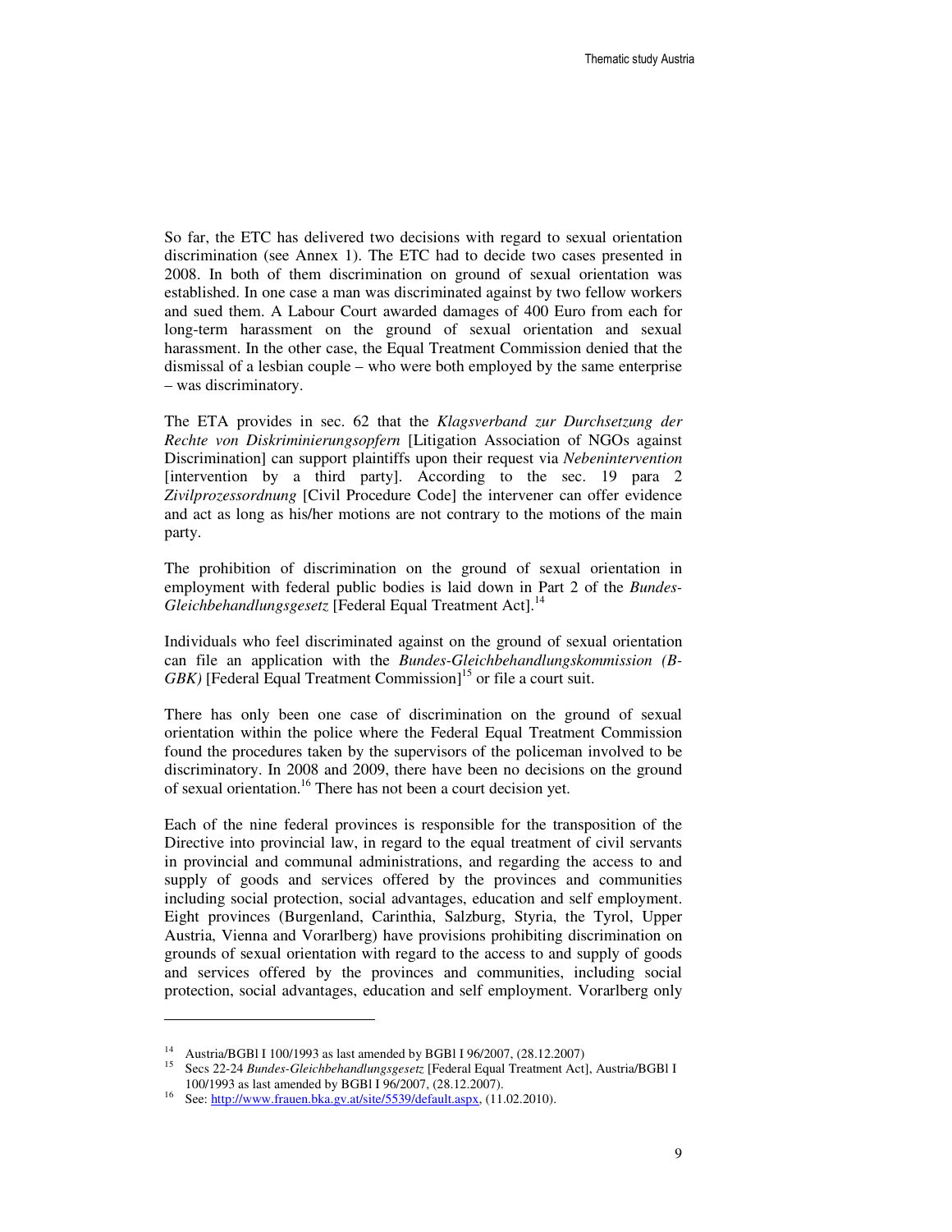So far, the ETC has delivered two decisions with regard to sexual orientation discrimination (see Annex 1). The ETC had to decide two cases presented in 2008. In both of them discrimination on ground of sexual orientation was established. In one case a man was discriminated against by two fellow workers and sued them. A Labour Court awarded damages of 400 Euro from each for long-term harassment on the ground of sexual orientation and sexual harassment. In the other case, the Equal Treatment Commission denied that the dismissal of a lesbian couple – who were both employed by the same enterprise – was discriminatory.

The ETA provides in sec. 62 that the *Klagsverband zur Durchsetzung der Rechte von Diskriminierungsopfern* [Litigation Association of NGOs against Discrimination] can support plaintiffs upon their request via *Nebenintervention* [intervention by a third party]. According to the sec. 19 para 2 *Zivilprozessordnung* [Civil Procedure Code] the intervener can offer evidence and act as long as his/her motions are not contrary to the motions of the main party.

The prohibition of discrimination on the ground of sexual orientation in employment with federal public bodies is laid down in Part 2 of the *Bundes-Gleichbehandlungsgesetz* [Federal Equal Treatment Act].[14]

Individuals who feel discriminated against on the ground of sexual orientation can file an application with the *Bundes-Gleichbehandlungskommission (B-GBK)* [Federal Equal Treatment Commission][15] or file a court suit.

There has only been one case of discrimination on the ground of sexual orientation within the police where the Federal Equal Treatment Commission found the procedures taken by the supervisors of the policeman involved to be discriminatory. In 2008 and 2009, there have been no decisions on the ground of sexual orientation.[16] There has not been a court decision yet.

Each of the nine federal provinces is responsible for the transposition of the Directive into provincial law, in regard to the equal treatment of civil servants in provincial and communal administrations, and regarding the access to and supply of goods and services offered by the provinces and communities including social protection, social advantages, education and self employment. Eight provinces (Burgenland, Carinthia, Salzburg, Styria, the Tyrol, Upper Austria, Vienna and Vorarlberg) have provisions prohibiting discrimination on grounds of sexual orientation with regard to the access to and supply of goods and services offered by the provinces and communities, including social protection, social advantages, education and self employment. Vorarlberg only

---

[14] Austria/BGBl I 100/1993 as last amended by BGBl I 96/2007, (28.12.2007)

[15] Secs 22-24 *Bundes-Gleichbehandlungsgesetz* [Federal Equal Treatment Act], Austria/BGBl I 100/1993 as last amended by BGBl I 96/2007, (28.12.2007).

[16] See: http://www.frauen.bka.gv.at/site/5539/default.aspx, (11.02.2010).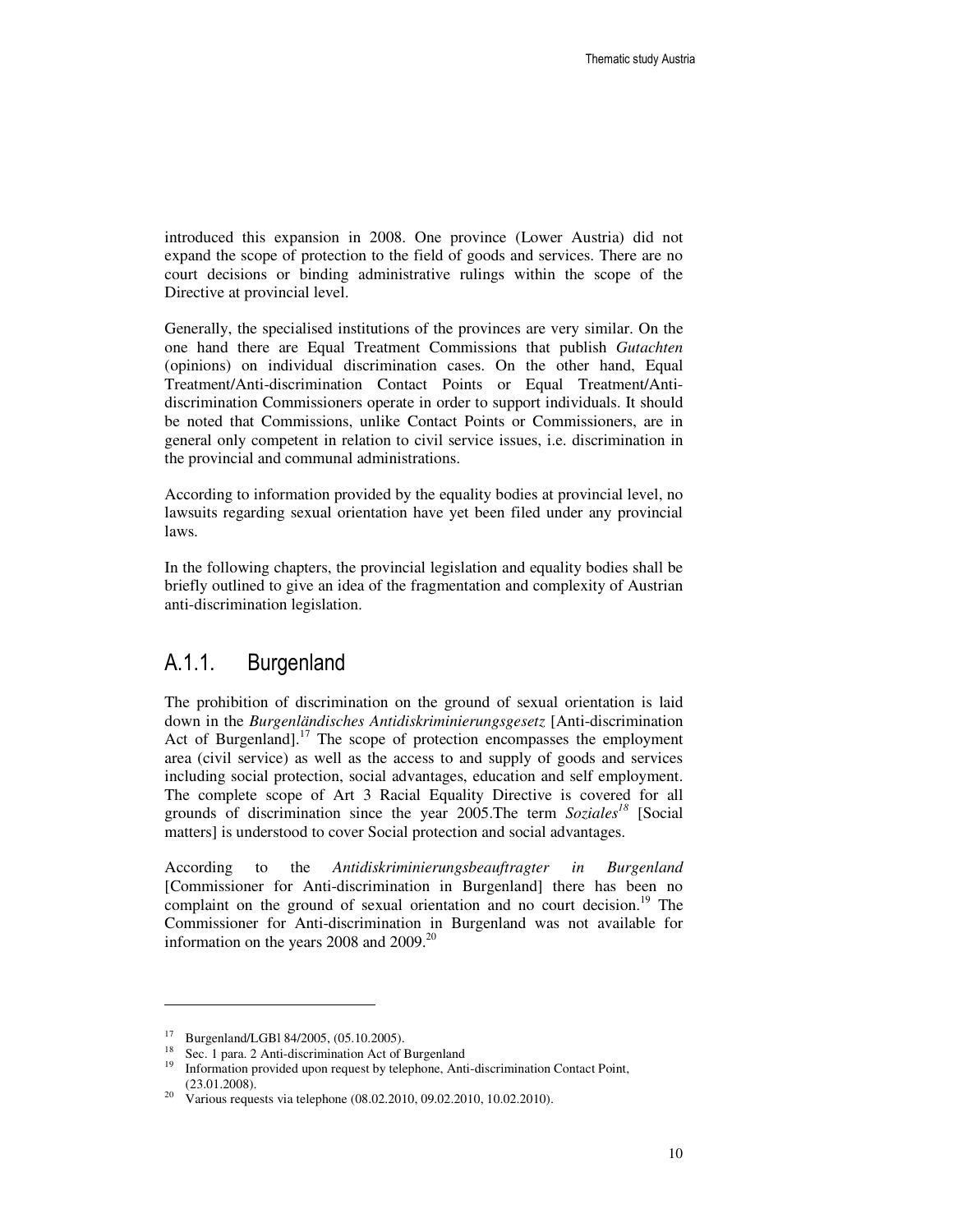introduced this expansion in 2008. One province (Lower Austria) did not expand the scope of protection to the field of goods and services. There are no court decisions or binding administrative rulings within the scope of the Directive at provincial level.

Generally, the specialised institutions of the provinces are very similar. On the one hand there are Equal Treatment Commissions that publish *Gutachten* (opinions) on individual discrimination cases. On the other hand, Equal Treatment/Anti-discrimination Contact Points or Equal Treatment/Anti-discrimination Commissioners operate in order to support individuals. It should be noted that Commissions, unlike Contact Points or Commissioners, are in general only competent in relation to civil service issues, i.e. discrimination in the provincial and communal administrations.

According to information provided by the equality bodies at provincial level, no lawsuits regarding sexual orientation have yet been filed under any provincial laws.

In the following chapters, the provincial legislation and equality bodies shall be briefly outlined to give an idea of the fragmentation and complexity of Austrian anti-discrimination legislation.

## A.1.1. Burgenland

The prohibition of discrimination on the ground of sexual orientation is laid down in the *Burgenländisches Antidiskriminierungsgesetz* [Anti-discrimination Act of Burgenland].[17] The scope of protection encompasses the employment area (civil service) as well as the access to and supply of goods and services including social protection, social advantages, education and self employment. The complete scope of Art 3 Racial Equality Directive is covered for all grounds of discrimination since the year 2005.The term *Soziales*[18] [Social matters] is understood to cover Social protection and social advantages.

According to the *Antidiskriminierungsbeauftragter in Burgenland* [Commissioner for Anti-discrimination in Burgenland] there has been no complaint on the ground of sexual orientation and no court decision.[19] The Commissioner for Anti-discrimination in Burgenland was not available for information on the years 2008 and 2009.[20]

---

[17] Burgenland/LGBl 84/2005, (05.10.2005).

[18] Sec. 1 para. 2 Anti-discrimination Act of Burgenland

[19] Information provided upon request by telephone, Anti-discrimination Contact Point, (23.01.2008).

[20] Various requests via telephone (08.02.2010, 09.02.2010, 10.02.2010).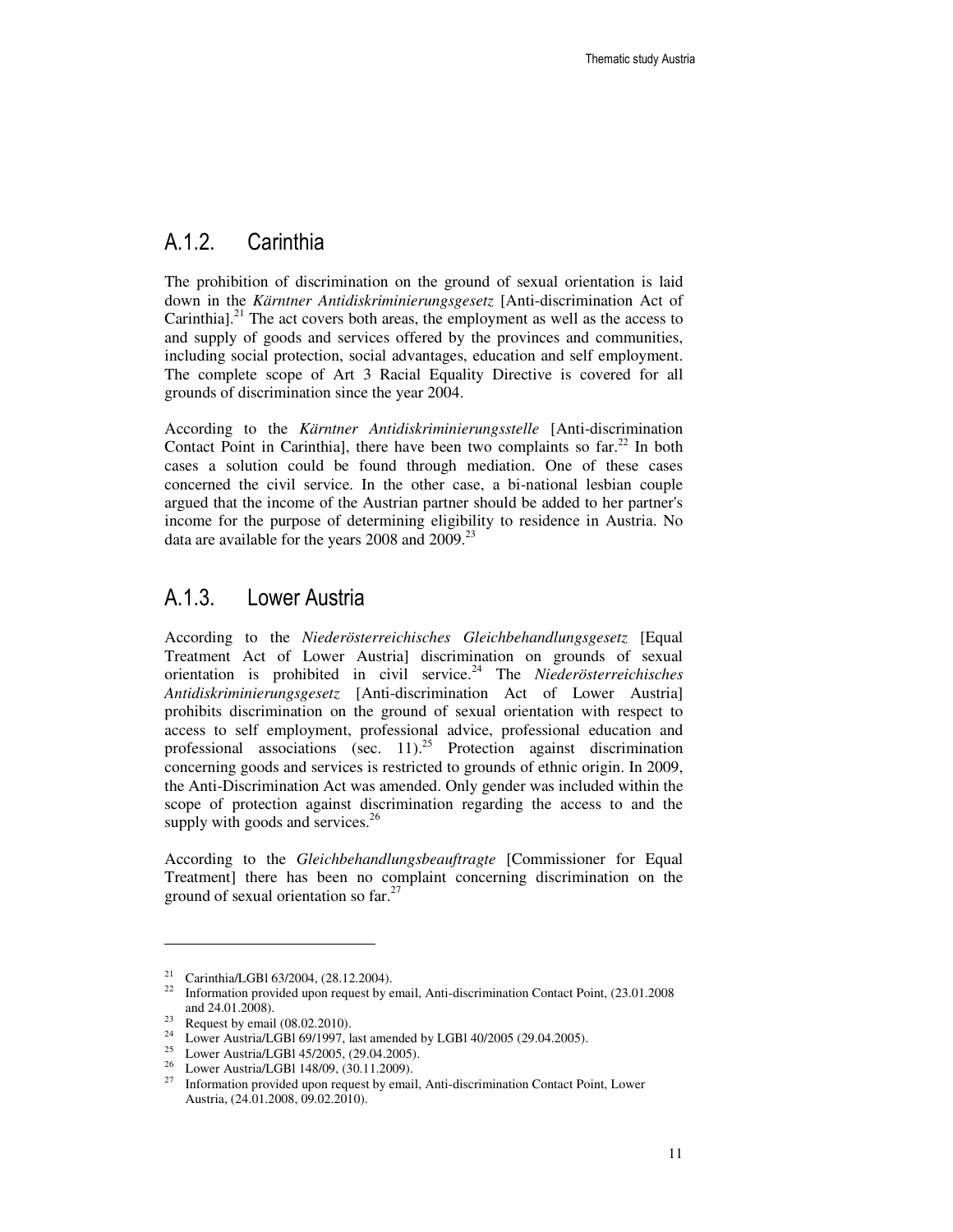### A.1.2. Carinthia

The prohibition of discrimination on the ground of sexual orientation is laid down in the *Kärntner Antidiskriminierungsgesetz* [Anti-discrimination Act of Carinthia].[21] The act covers both areas, the employment as well as the access to and supply of goods and services offered by the provinces and communities, including social protection, social advantages, education and self employment. The complete scope of Art 3 Racial Equality Directive is covered for all grounds of discrimination since the year 2004.

According to the *Kärntner Antidiskriminierungsstelle* [Anti-discrimination Contact Point in Carinthia], there have been two complaints so far.[22] In both cases a solution could be found through mediation. One of these cases concerned the civil service. In the other case, a bi-national lesbian couple argued that the income of the Austrian partner should be added to her partner's income for the purpose of determining eligibility to residence in Austria. No data are available for the years 2008 and 2009.[23]

### A.1.3. Lower Austria

According to the *Niederösterreichisches Gleichbehandlungsgesetz* [Equal Treatment Act of Lower Austria] discrimination on grounds of sexual orientation is prohibited in civil service.[24] The *Niederösterreichisches Antidiskriminierungsgesetz* [Anti-discrimination Act of Lower Austria] prohibits discrimination on the ground of sexual orientation with respect to access to self employment, professional advice, professional education and professional associations (sec. 11).[25] Protection against discrimination concerning goods and services is restricted to grounds of ethnic origin. In 2009, the Anti-Discrimination Act was amended. Only gender was included within the scope of protection against discrimination regarding the access to and the supply with goods and services.[26]

According to the *Gleichbehandlungsbeauftragte* [Commissioner for Equal Treatment] there has been no complaint concerning discrimination on the ground of sexual orientation so far.[27]

---

[21] Carinthia/LGBl 63/2004, (28.12.2004).

[22] Information provided upon request by email, Anti-discrimination Contact Point, (23.01.2008 and 24.01.2008).

[23] Request by email (08.02.2010).

[24] Lower Austria/LGBl 69/1997, last amended by LGBl 40/2005 (29.04.2005).

[25] Lower Austria/LGBl 45/2005, (29.04.2005).

[26] Lower Austria/LGBl 148/09, (30.11.2009).

[27] Information provided upon request by email, Anti-discrimination Contact Point, Lower Austria, (24.01.2008, 09.02.2010).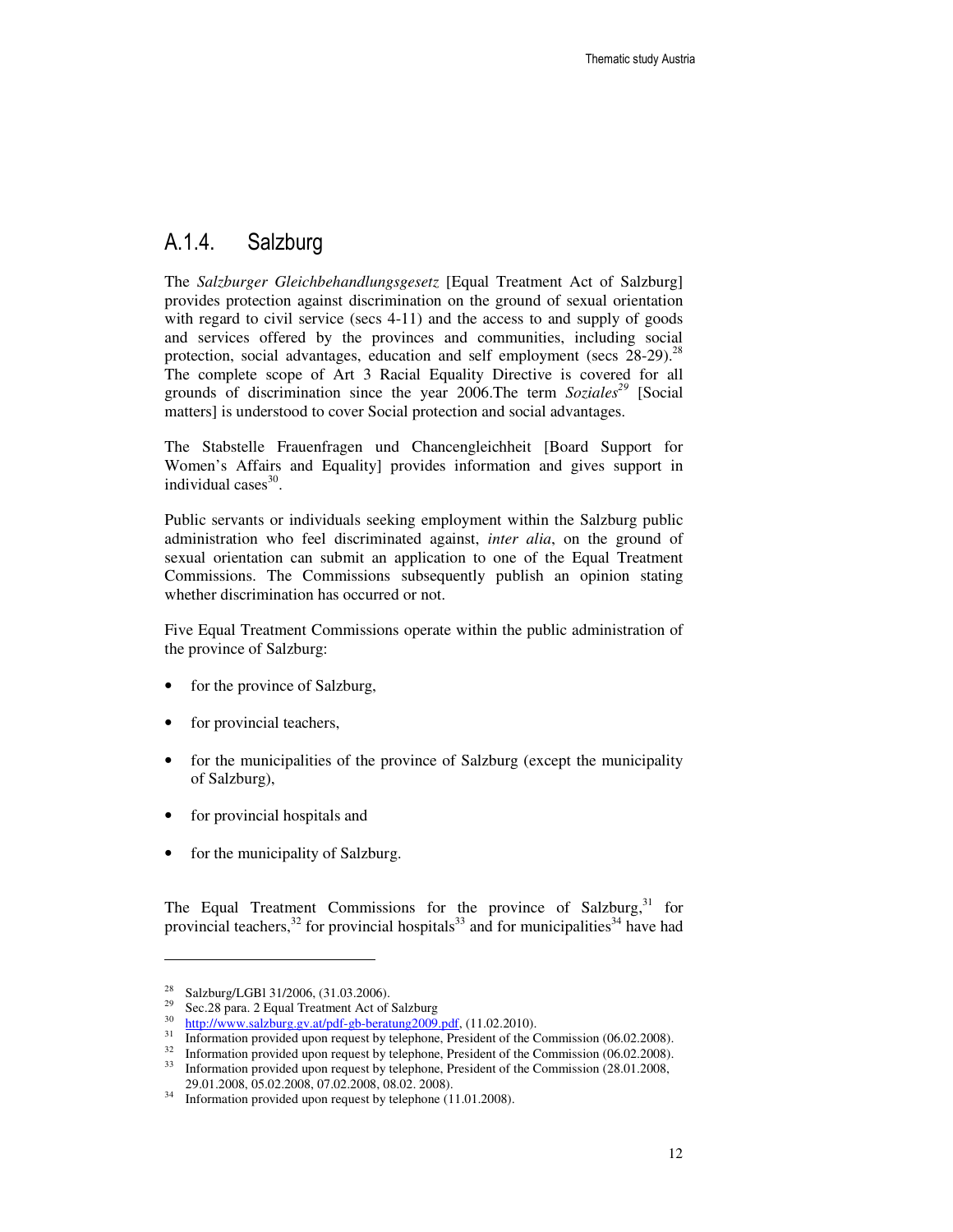## A.1.4. Salzburg

The *Salzburger Gleichbehandlungsgesetz* [Equal Treatment Act of Salzburg] provides protection against discrimination on the ground of sexual orientation with regard to civil service (secs 4-11) and the access to and supply of goods and services offered by the provinces and communities, including social protection, social advantages, education and self employment (secs 28-29).[28] The complete scope of Art 3 Racial Equality Directive is covered for all grounds of discrimination since the year 2006.The term *Soziales*[29] [Social matters] is understood to cover Social protection and social advantages.

The Stabstelle Frauenfragen und Chancengleichheit [Board Support for Women's Affairs and Equality] provides information and gives support in individual cases[30].

Public servants or individuals seeking employment within the Salzburg public administration who feel discriminated against, *inter alia*, on the ground of sexual orientation can submit an application to one of the Equal Treatment Commissions. The Commissions subsequently publish an opinion stating whether discrimination has occurred or not.

Five Equal Treatment Commissions operate within the public administration of the province of Salzburg:

- for the province of Salzburg,
- for provincial teachers,
- for the municipalities of the province of Salzburg (except the municipality of Salzburg),
- for provincial hospitals and
- for the municipality of Salzburg.

The Equal Treatment Commissions for the province of Salzburg,[31] for provincial teachers,[32] for provincial hospitals[33] and for municipalities[34] have had

---

[28] Salzburg/LGBl 31/2006, (31.03.2006).

[29] Sec.28 para. 2 Equal Treatment Act of Salzburg

[30] http://www.salzburg.gv.at/pdf-gb-beratung2009.pdf, (11.02.2010).

[31] Information provided upon request by telephone, President of the Commission (06.02.2008).

[32] Information provided upon request by telephone, President of the Commission (06.02.2008).

[33] Information provided upon request by telephone, President of the Commission (28.01.2008, 29.01.2008, 05.02.2008, 07.02.2008, 08.02. 2008).

[34] Information provided upon request by telephone (11.01.2008).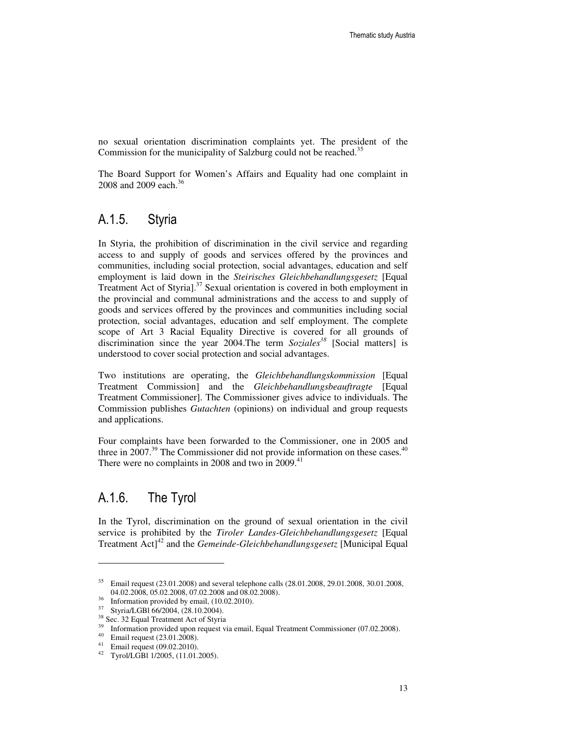no sexual orientation discrimination complaints yet. The president of the Commission for the municipality of Salzburg could not be reached.[35]

The Board Support for Women's Affairs and Equality had one complaint in 2008 and 2009 each.[36]

## A.1.5. Styria

In Styria, the prohibition of discrimination in the civil service and regarding access to and supply of goods and services offered by the provinces and communities, including social protection, social advantages, education and self employment is laid down in the *Steirisches Gleichbehandlungsgesetz* [Equal Treatment Act of Styria].[37] Sexual orientation is covered in both employment in the provincial and communal administrations and the access to and supply of goods and services offered by the provinces and communities including social protection, social advantages, education and self employment. The complete scope of Art 3 Racial Equality Directive is covered for all grounds of discrimination since the year 2004.The term *Soziales*[38] [Social matters] is understood to cover social protection and social advantages.

Two institutions are operating, the *Gleichbehandlungskommission* [Equal Treatment Commission] and the *Gleichbehandlungsbeauftragte* [Equal Treatment Commissioner]. The Commissioner gives advice to individuals. The Commission publishes *Gutachten* (opinions) on individual and group requests and applications.

Four complaints have been forwarded to the Commissioner, one in 2005 and three in 2007.[39] The Commissioner did not provide information on these cases.[40] There were no complaints in 2008 and two in 2009.[41]

## A.1.6. The Tyrol

In the Tyrol, discrimination on the ground of sexual orientation in the civil service is prohibited by the *Tiroler Landes-Gleichbehandlungsgesetz* [Equal Treatment Act][42] and the *Gemeinde-Gleichbehandlungsgesetz* [Municipal Equal

---

[35] Email request (23.01.2008) and several telephone calls (28.01.2008, 29.01.2008, 30.01.2008, 04.02.2008, 05.02.2008, 07.02.2008 and 08.02.2008).

[36] Information provided by email, (10.02.2010).

[37] Styria/LGBl 66/2004, (28.10.2004).

[38] Sec. 32 Equal Treatment Act of Styria

[39] Information provided upon request via email, Equal Treatment Commissioner (07.02.2008).

[40] Email request (23.01.2008).

[41] Email request (09.02.2010).

[42] Tyrol/LGBl 1/2005, (11.01.2005).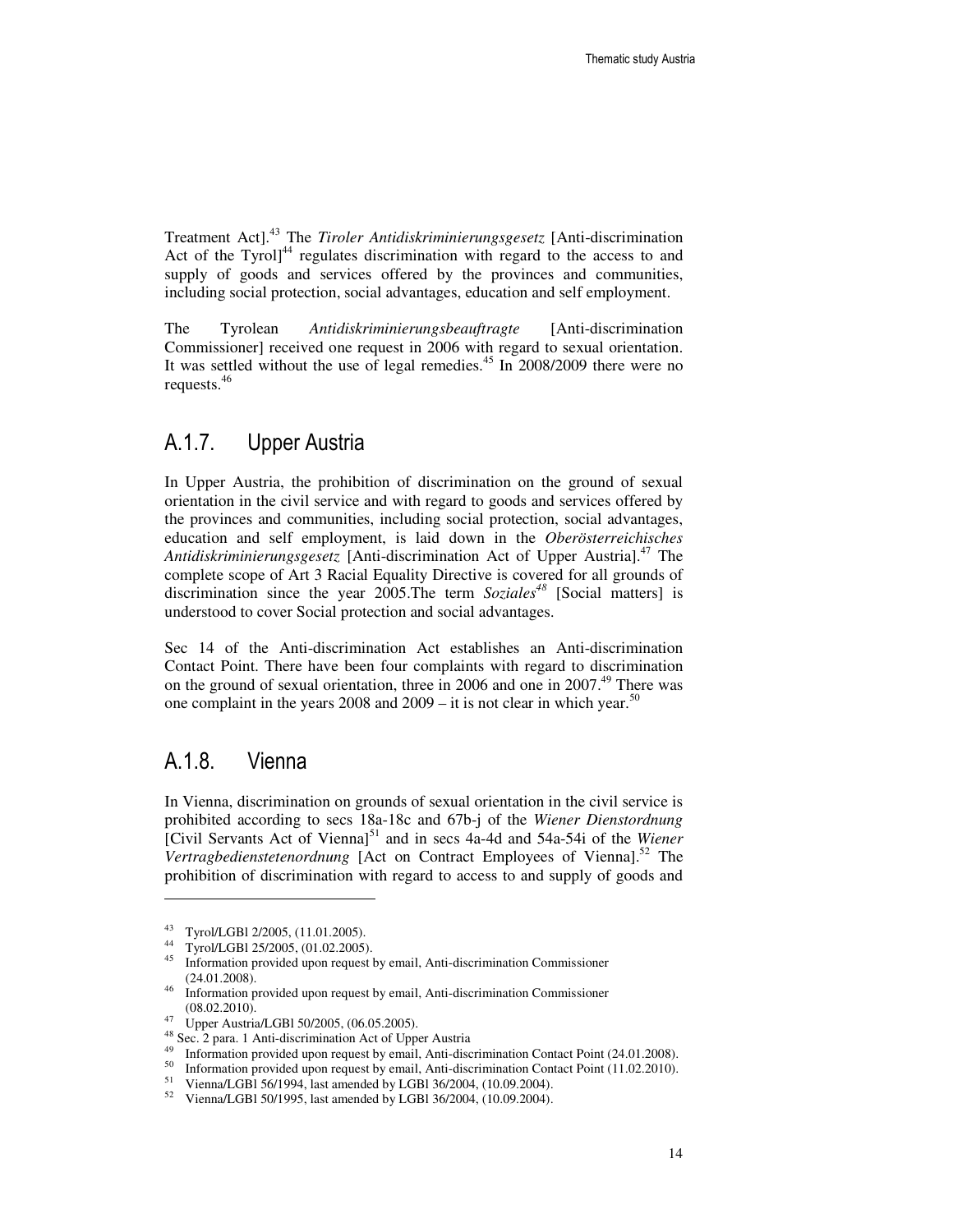Treatment Act].[43] The *Tiroler Antidiskriminierungsgesetz* [Anti-discrimination Act of the Tyrol][44] regulates discrimination with regard to the access to and supply of goods and services offered by the provinces and communities, including social protection, social advantages, education and self employment.

The Tyrolean *Antidiskriminierungsbeauftragte* [Anti-discrimination Commissioner] received one request in 2006 with regard to sexual orientation. It was settled without the use of legal remedies.[45] In 2008/2009 there were no requests.[46]

## A.1.7. Upper Austria

In Upper Austria, the prohibition of discrimination on the ground of sexual orientation in the civil service and with regard to goods and services offered by the provinces and communities, including social protection, social advantages, education and self employment, is laid down in the *Oberösterreichisches Antidiskriminierungsgesetz* [Anti-discrimination Act of Upper Austria].[47] The complete scope of Art 3 Racial Equality Directive is covered for all grounds of discrimination since the year 2005.The term *Soziales*[48] [Social matters] is understood to cover Social protection and social advantages.

Sec 14 of the Anti-discrimination Act establishes an Anti-discrimination Contact Point. There have been four complaints with regard to discrimination on the ground of sexual orientation, three in 2006 and one in 2007.[49] There was one complaint in the years 2008 and 2009 – it is not clear in which year.[50]

## A.1.8. Vienna

In Vienna, discrimination on grounds of sexual orientation in the civil service is prohibited according to secs 18a-18c and 67b-j of the *Wiener Dienstordnung* [Civil Servants Act of Vienna][51] and in secs 4a-4d and 54a-54i of the *Wiener Vertragbedienstetenordnung* [Act on Contract Employees of Vienna].[52] The prohibition of discrimination with regard to access to and supply of goods and

---

[43] Tyrol/LGBl 2/2005, (11.01.2005).

[44] Tyrol/LGBl 25/2005, (01.02.2005).

[45] Information provided upon request by email, Anti-discrimination Commissioner (24.01.2008).

[46] Information provided upon request by email, Anti-discrimination Commissioner (08.02.2010).

[47] Upper Austria/LGBl 50/2005, (06.05.2005).

[48] Sec. 2 para. 1 Anti-discrimination Act of Upper Austria

[49] Information provided upon request by email, Anti-discrimination Contact Point (24.01.2008).

[50] Information provided upon request by email, Anti-discrimination Contact Point (11.02.2010).

[51] Vienna/LGBl 56/1994, last amended by LGBl 36/2004, (10.09.2004).

[52] Vienna/LGBl 50/1995, last amended by LGBl 36/2004, (10.09.2004).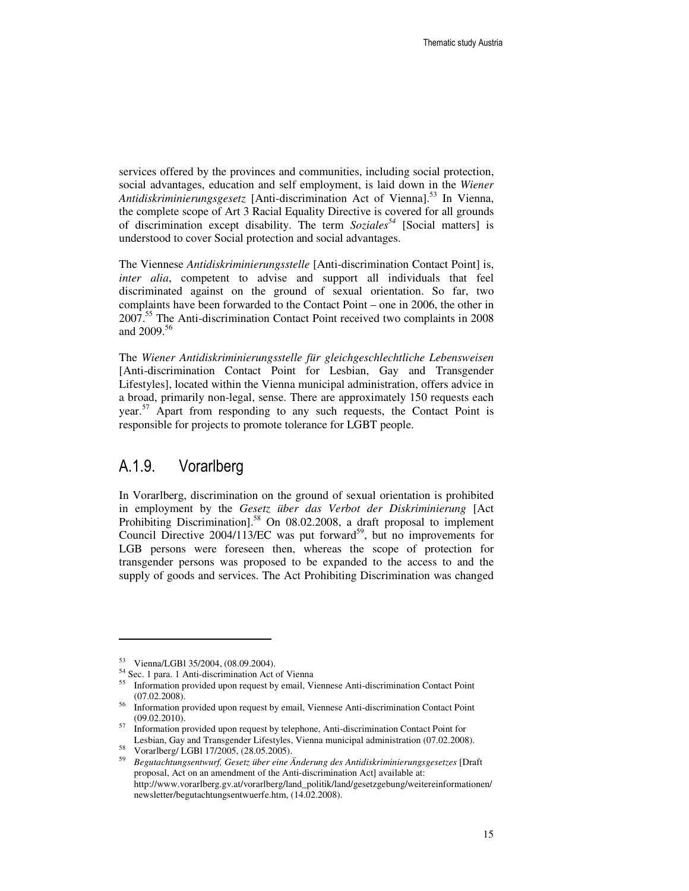services offered by the provinces and communities, including social protection, social advantages, education and self employment, is laid down in the *Wiener Antidiskriminierungsgesetz* [Anti-discrimination Act of Vienna].[53] In Vienna, the complete scope of Art 3 Racial Equality Directive is covered for all grounds of discrimination except disability. The term *Soziales*[54] [Social matters] is understood to cover Social protection and social advantages.

The Viennese *Antidiskriminierungsstelle* [Anti-discrimination Contact Point] is, *inter alia*, competent to advise and support all individuals that feel discriminated against on the ground of sexual orientation. So far, two complaints have been forwarded to the Contact Point – one in 2006, the other in 2007.[55] The Anti-discrimination Contact Point received two complaints in 2008 and 2009.[56]

The *Wiener Antidiskriminierungsstelle für gleichgeschlechtliche Lebensweisen* [Anti-discrimination Contact Point for Lesbian, Gay and Transgender Lifestyles], located within the Vienna municipal administration, offers advice in a broad, primarily non-legal, sense. There are approximately 150 requests each year.[57] Apart from responding to any such requests, the Contact Point is responsible for projects to promote tolerance for LGBT people.

## A.1.9. Vorarlberg

In Vorarlberg, discrimination on the ground of sexual orientation is prohibited in employment by the *Gesetz über das Verbot der Diskriminierung* [Act Prohibiting Discrimination].[58] On 08.02.2008, a draft proposal to implement Council Directive 2004/113/EC was put forward[59], but no improvements for LGB persons were foreseen then, whereas the scope of protection for transgender persons was proposed to be expanded to the access to and the supply of goods and services. The Act Prohibiting Discrimination was changed

---

[53] Vienna/LGBl 35/2004, (08.09.2004).

[54] Sec. 1 para. 1 Anti-discrimination Act of Vienna

[55] Information provided upon request by email, Viennese Anti-discrimination Contact Point (07.02.2008).

[56] Information provided upon request by email, Viennese Anti-discrimination Contact Point (09.02.2010).

[57] Information provided upon request by telephone, Anti-discrimination Contact Point for Lesbian, Gay and Transgender Lifestyles, Vienna municipal administration (07.02.2008).

[58] Vorarlberg/ LGBl 17/2005, (28.05.2005).

[59] *Begutachtungsentwurf, Gesetz über eine Änderung des Antidiskriminierungsgesetzes* [Draft proposal, Act on an amendment of the Anti-discrimination Act] available at: http://www.vorarlberg.gv.at/vorarlberg/land_politik/land/gesetzgebung/weitereinformationen/newsletter/begutachtungsentwuerfe.htm, (14.02.2008).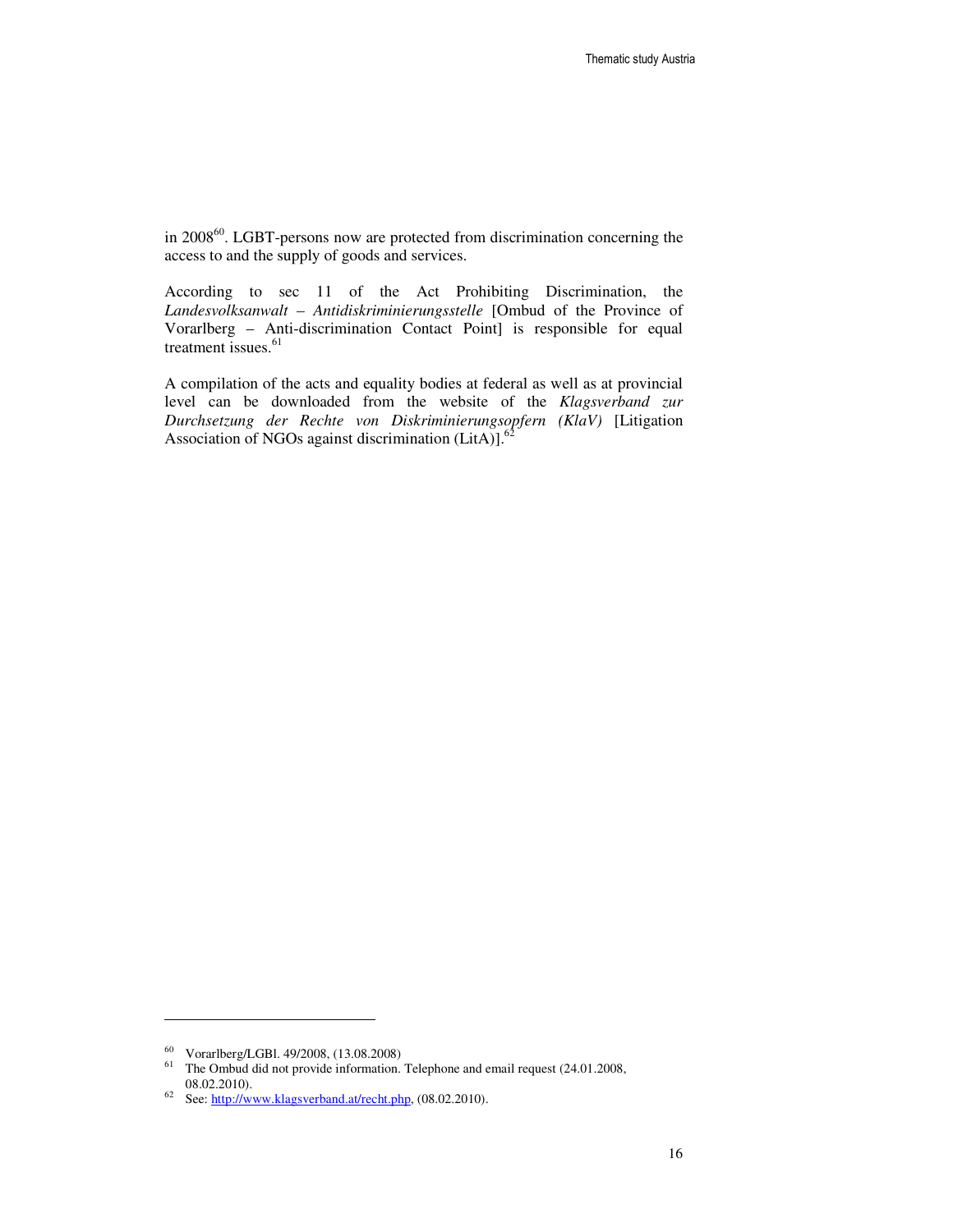in 2008[60]. LGBT-persons now are protected from discrimination concerning the access to and the supply of goods and services.

According to sec 11 of the Act Prohibiting Discrimination, the *Landesvolksanwalt – Antidiskriminierungsstelle* [Ombud of the Province of Vorarlberg – Anti-discrimination Contact Point] is responsible for equal treatment issues.[61]

A compilation of the acts and equality bodies at federal as well as at provincial level can be downloaded from the website of the *Klagsverband zur Durchsetzung der Rechte von Diskriminierungsopfern (KlaV)* [Litigation Association of NGOs against discrimination (LitA)].[62]

---

[60] Vorarlberg/LGBl. 49/2008, (13.08.2008)

[61] The Ombud did not provide information. Telephone and email request (24.01.2008, 08.02.2010).

[62] See: http://www.klagsverband.at/recht.php, (08.02.2010).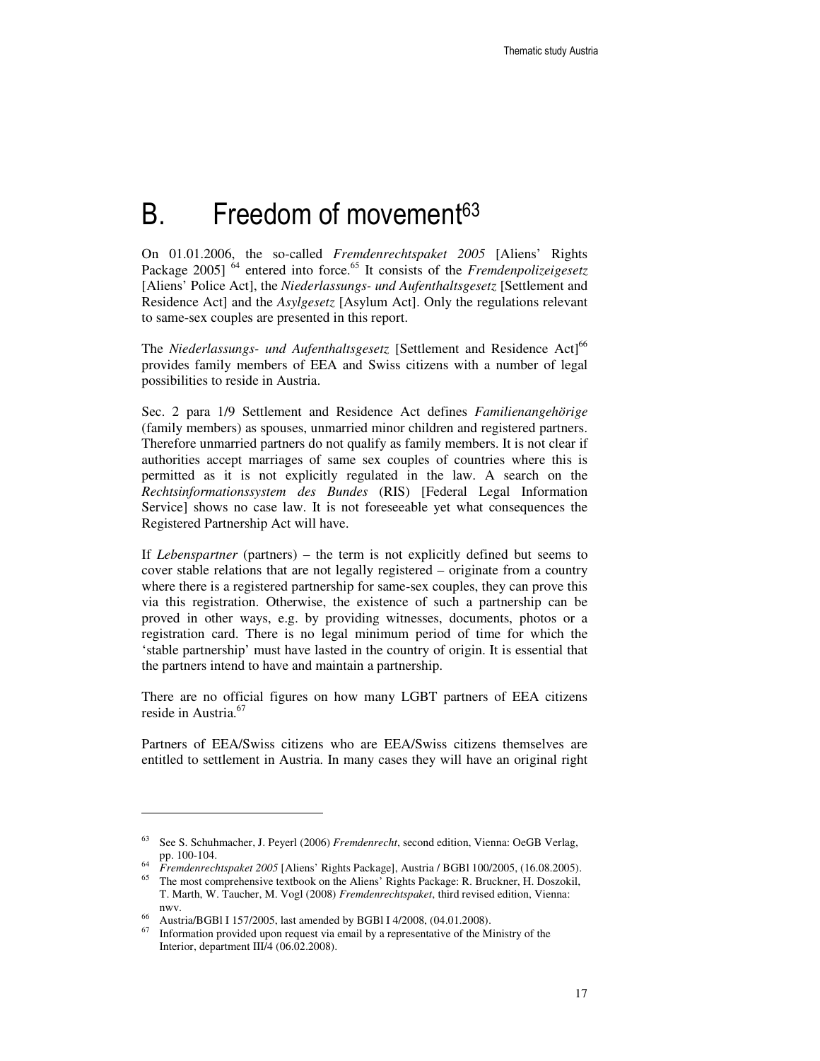# B. Freedom of movement[63]

On 01.01.2006, the so-called *Fremdenrechtspaket 2005* [Aliens' Rights Package 2005] [64] entered into force.[65] It consists of the *Fremdenpolizeigesetz* [Aliens' Police Act], the *Niederlassungs- und Aufenthaltsgesetz* [Settlement and Residence Act] and the *Asylgesetz* [Asylum Act]. Only the regulations relevant to same-sex couples are presented in this report.

The *Niederlassungs- und Aufenthaltsgesetz* [Settlement and Residence Act][66] provides family members of EEA and Swiss citizens with a number of legal possibilities to reside in Austria.

Sec. 2 para 1/9 Settlement and Residence Act defines *Familienangehörige* (family members) as spouses, unmarried minor children and registered partners. Therefore unmarried partners do not qualify as family members. It is not clear if authorities accept marriages of same sex couples of countries where this is permitted as it is not explicitly regulated in the law. A search on the *Rechtsinformationssystem des Bundes* (RIS) [Federal Legal Information Service] shows no case law. It is not foreseeable yet what consequences the Registered Partnership Act will have.

If *Lebenspartner* (partners) – the term is not explicitly defined but seems to cover stable relations that are not legally registered – originate from a country where there is a registered partnership for same-sex couples, they can prove this via this registration. Otherwise, the existence of such a partnership can be proved in other ways, e.g. by providing witnesses, documents, photos or a registration card. There is no legal minimum period of time for which the 'stable partnership' must have lasted in the country of origin. It is essential that the partners intend to have and maintain a partnership.

There are no official figures on how many LGBT partners of EEA citizens reside in Austria.[67]

Partners of EEA/Swiss citizens who are EEA/Swiss citizens themselves are entitled to settlement in Austria. In many cases they will have an original right

---

[63] See S. Schuhmacher, J. Peyerl (2006) *Fremdenrecht*, second edition, Vienna: OeGB Verlag, pp. 100-104.

[64] *Fremdenrechtspaket 2005* [Aliens' Rights Package], Austria / BGBl 100/2005, (16.08.2005).

[65] The most comprehensive textbook on the Aliens' Rights Package: R. Bruckner, H. Doszokil, T. Marth, W. Taucher, M. Vogl (2008) *Fremdenrechtspaket*, third revised edition, Vienna: nwv.

[66] Austria/BGBl I 157/2005, last amended by BGBl I 4/2008, (04.01.2008).

[67] Information provided upon request via email by a representative of the Ministry of the Interior, department III/4 (06.02.2008).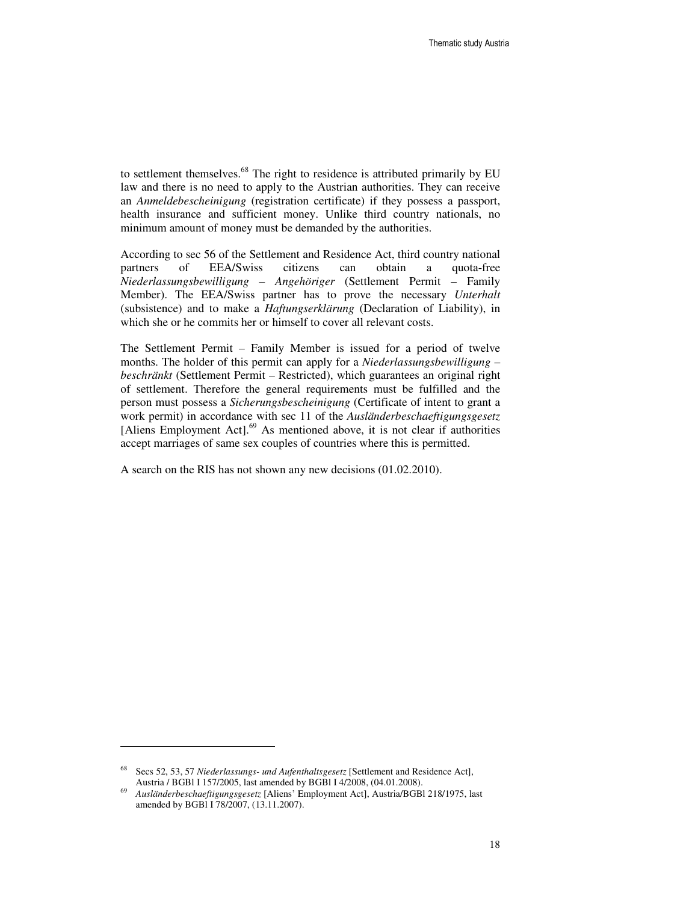to settlement themselves.[68] The right to residence is attributed primarily by EU law and there is no need to apply to the Austrian authorities. They can receive an *Anmeldebescheinigung* (registration certificate) if they possess a passport, health insurance and sufficient money. Unlike third country nationals, no minimum amount of money must be demanded by the authorities.

According to sec 56 of the Settlement and Residence Act, third country national partners of EEA/Swiss citizens can obtain a quota-free *Niederlassungsbewilligung – Angehöriger* (Settlement Permit – Family Member). The EEA/Swiss partner has to prove the necessary *Unterhalt* (subsistence) and to make a *Haftungserklärung* (Declaration of Liability), in which she or he commits her or himself to cover all relevant costs.

The Settlement Permit – Family Member is issued for a period of twelve months. The holder of this permit can apply for a *Niederlassungsbewilligung – beschränkt* (Settlement Permit – Restricted), which guarantees an original right of settlement. Therefore the general requirements must be fulfilled and the person must possess a *Sicherungsbescheinigung* (Certificate of intent to grant a work permit) in accordance with sec 11 of the *Ausländerbeschaeftigungsgesetz* [Aliens Employment Act].[69] As mentioned above, it is not clear if authorities accept marriages of same sex couples of countries where this is permitted.

A search on the RIS has not shown any new decisions (01.02.2010).

---

[68] Secs 52, 53, 57 *Niederlassungs- und Aufenthaltsgesetz* [Settlement and Residence Act], Austria / BGBl I 157/2005, last amended by BGBl I 4/2008, (04.01.2008).

[69] *Ausländerbeschaeftigungsgesetz* [Aliens' Employment Act], Austria/BGBl 218/1975, last amended by BGBl I 78/2007, (13.11.2007).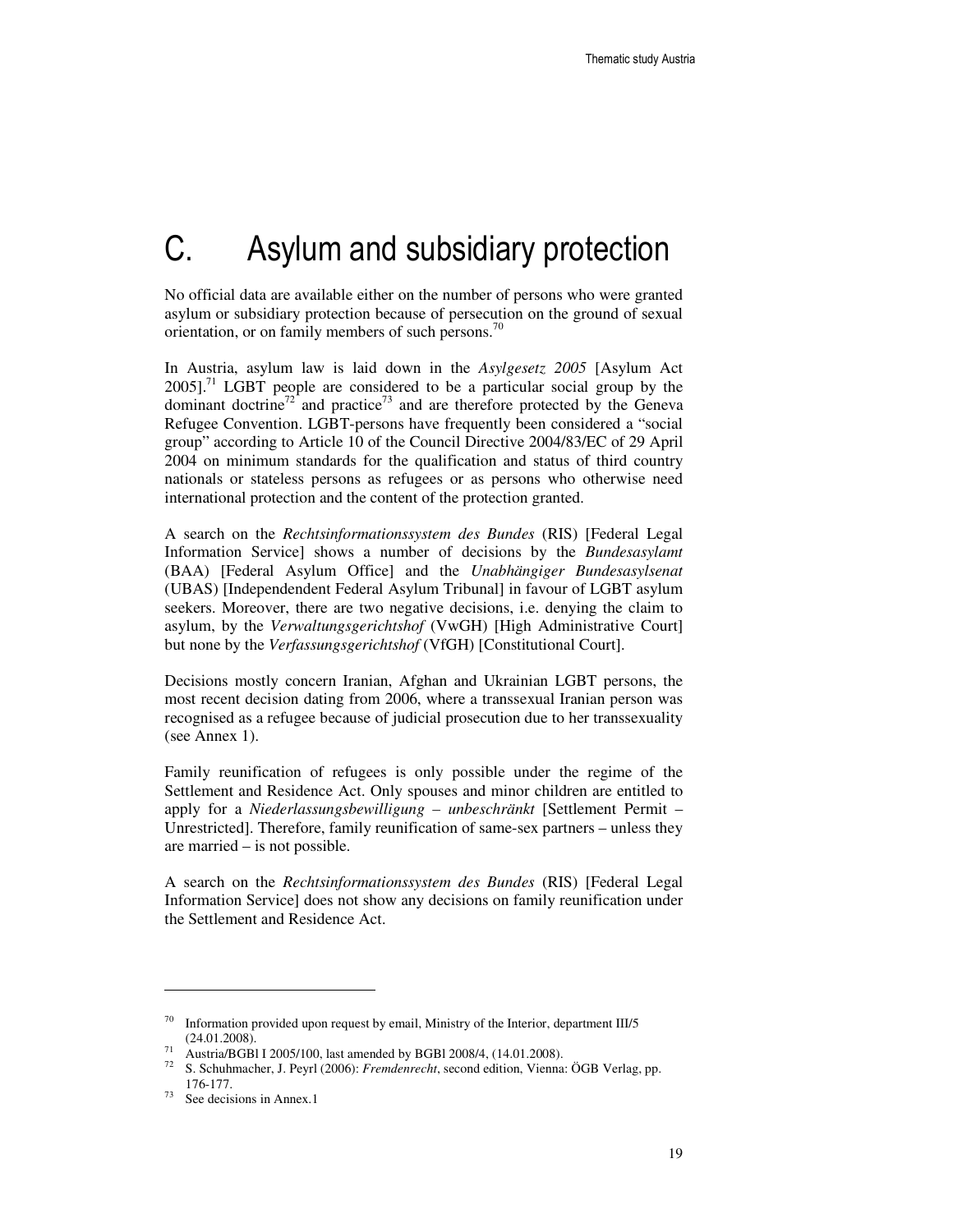# C. Asylum and subsidiary protection

No official data are available either on the number of persons who were granted asylum or subsidiary protection because of persecution on the ground of sexual orientation, or on family members of such persons.[70]

In Austria, asylum law is laid down in the *Asylgesetz 2005* [Asylum Act 2005].[71] LGBT people are considered to be a particular social group by the dominant doctrine[72] and practice[73] and are therefore protected by the Geneva Refugee Convention. LGBT-persons have frequently been considered a "social group" according to Article 10 of the Council Directive 2004/83/EC of 29 April 2004 on minimum standards for the qualification and status of third country nationals or stateless persons as refugees or as persons who otherwise need international protection and the content of the protection granted.

A search on the *Rechtsinformationssystem des Bundes* (RIS) [Federal Legal Information Service] shows a number of decisions by the *Bundesasylamt* (BAA) [Federal Asylum Office] and the *Unabhängiger Bundesasylsenat* (UBAS) [Independendent Federal Asylum Tribunal] in favour of LGBT asylum seekers. Moreover, there are two negative decisions, i.e. denying the claim to asylum, by the *Verwaltungsgerichtshof* (VwGH) [High Administrative Court] but none by the *Verfassungsgerichtshof* (VfGH) [Constitutional Court].

Decisions mostly concern Iranian, Afghan and Ukrainian LGBT persons, the most recent decision dating from 2006, where a transsexual Iranian person was recognised as a refugee because of judicial prosecution due to her transsexuality (see Annex 1).

Family reunification of refugees is only possible under the regime of the Settlement and Residence Act. Only spouses and minor children are entitled to apply for a *Niederlassungsbewilligung – unbeschränkt* [Settlement Permit – Unrestricted]. Therefore, family reunification of same-sex partners – unless they are married – is not possible.

A search on the *Rechtsinformationssystem des Bundes* (RIS) [Federal Legal Information Service] does not show any decisions on family reunification under the Settlement and Residence Act.

---

[70] Information provided upon request by email, Ministry of the Interior, department III/5 (24.01.2008).

[71] Austria/BGBl I 2005/100, last amended by BGBl 2008/4, (14.01.2008).

[72] S. Schuhmacher, J. Peyrl (2006): *Fremdenrecht*, second edition, Vienna: ÖGB Verlag, pp. 176-177.

[73] See decisions in Annex.1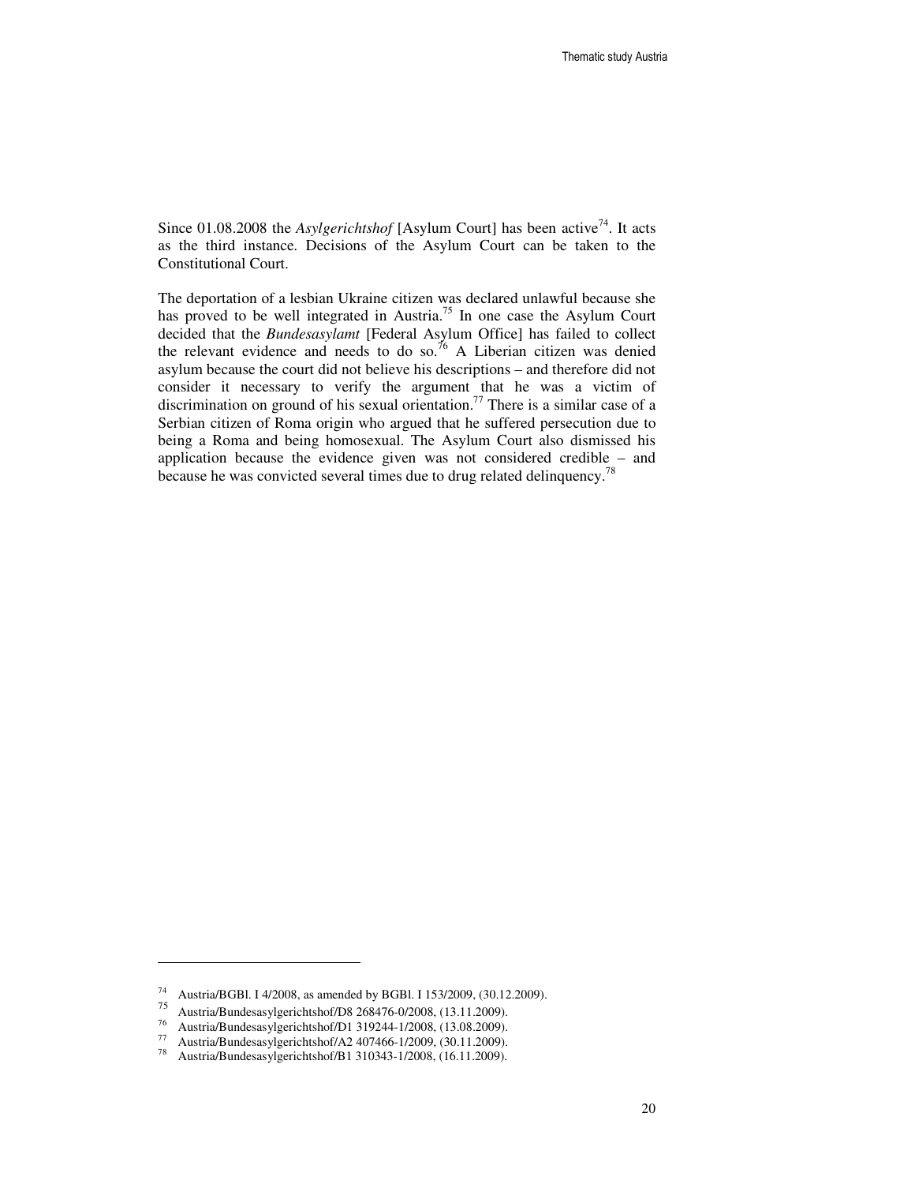Since 01.08.2008 the *Asylgerichtshof* [Asylum Court] has been active[74]. It acts as the third instance. Decisions of the Asylum Court can be taken to the Constitutional Court.

The deportation of a lesbian Ukraine citizen was declared unlawful because she has proved to be well integrated in Austria.[75] In one case the Asylum Court decided that the *Bundesasylamt* [Federal Asylum Office] has failed to collect the relevant evidence and needs to do so.[76] A Liberian citizen was denied asylum because the court did not believe his descriptions – and therefore did not consider it necessary to verify the argument that he was a victim of discrimination on ground of his sexual orientation.[77] There is a similar case of a Serbian citizen of Roma origin who argued that he suffered persecution due to being a Roma and being homosexual. The Asylum Court also dismissed his application because the evidence given was not considered credible – and because he was convicted several times due to drug related delinquency.[78]

---

[74] Austria/BGBl. I 4/2008, as amended by BGBl. I 153/2009, (30.12.2009).

[75] Austria/Bundesasylgerichtshof/D8 268476-0/2008, (13.11.2009).

[76] Austria/Bundesasylgerichtshof/D1 319244-1/2008, (13.08.2009).

[77] Austria/Bundesasylgerichtshof/A2 407466-1/2009, (30.11.2009).

[78] Austria/Bundesasylgerichtshof/B1 310343-1/2008, (16.11.2009).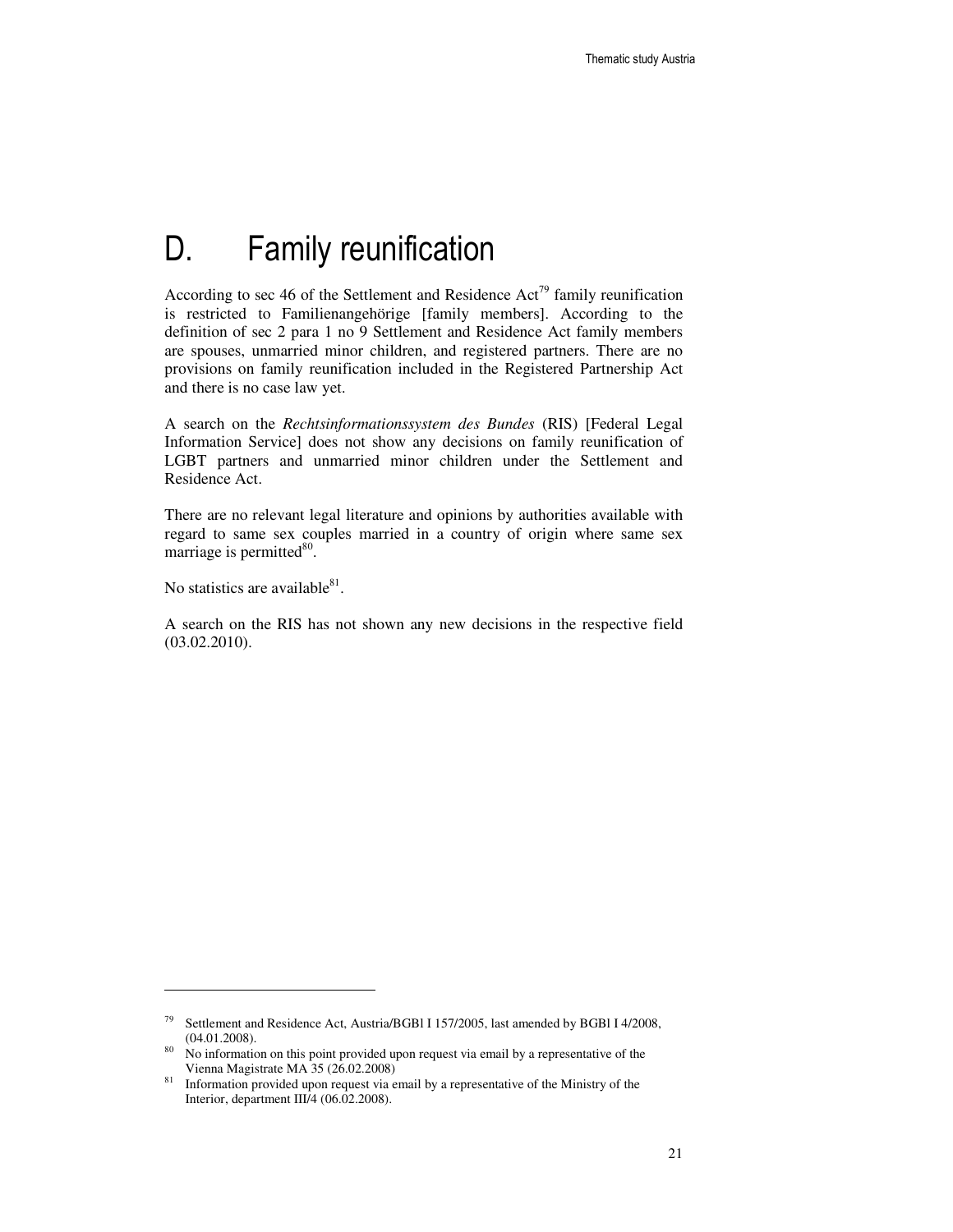# D. Family reunification

According to sec 46 of the Settlement and Residence Act[79] family reunification is restricted to Familienangehörige [family members]. According to the definition of sec 2 para 1 no 9 Settlement and Residence Act family members are spouses, unmarried minor children, and registered partners. There are no provisions on family reunification included in the Registered Partnership Act and there is no case law yet.

A search on the *Rechtsinformationssystem des Bundes* (RIS) [Federal Legal Information Service] does not show any decisions on family reunification of LGBT partners and unmarried minor children under the Settlement and Residence Act.

There are no relevant legal literature and opinions by authorities available with regard to same sex couples married in a country of origin where same sex marriage is permitted[80].

No statistics are available[81].

A search on the RIS has not shown any new decisions in the respective field (03.02.2010).

---

[79] Settlement and Residence Act, Austria/BGBl I 157/2005, last amended by BGBl I 4/2008, (04.01.2008).

[80] No information on this point provided upon request via email by a representative of the Vienna Magistrate MA 35 (26.02.2008)

[81] Information provided upon request via email by a representative of the Ministry of the Interior, department III/4 (06.02.2008).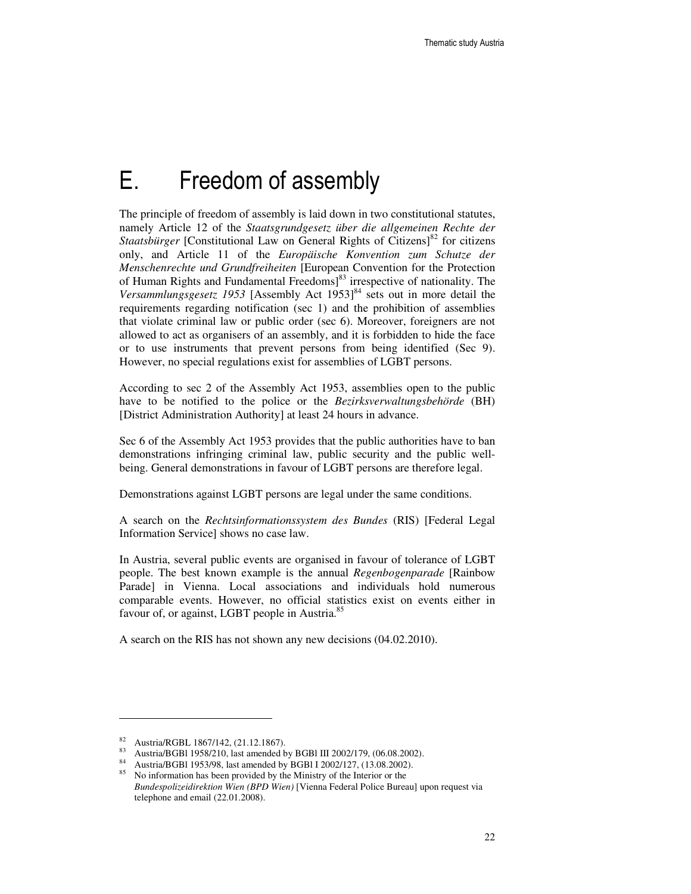# E. Freedom of assembly

The principle of freedom of assembly is laid down in two constitutional statutes, namely Article 12 of the *Staatsgrundgesetz über die allgemeinen Rechte der Staatsbürger* [Constitutional Law on General Rights of Citizens][82] for citizens only, and Article 11 of the *Europäische Konvention zum Schutze der Menschenrechte und Grundfreiheiten* [European Convention for the Protection of Human Rights and Fundamental Freedoms][83] irrespective of nationality. The *Versammlungsgesetz 1953* [Assembly Act 1953][84] sets out in more detail the requirements regarding notification (sec 1) and the prohibition of assemblies that violate criminal law or public order (sec 6). Moreover, foreigners are not allowed to act as organisers of an assembly, and it is forbidden to hide the face or to use instruments that prevent persons from being identified (Sec 9). However, no special regulations exist for assemblies of LGBT persons.

According to sec 2 of the Assembly Act 1953, assemblies open to the public have to be notified to the police or the *Bezirksverwaltungsbehörde* (BH) [District Administration Authority] at least 24 hours in advance.

Sec 6 of the Assembly Act 1953 provides that the public authorities have to ban demonstrations infringing criminal law, public security and the public well-being. General demonstrations in favour of LGBT persons are therefore legal.

Demonstrations against LGBT persons are legal under the same conditions.

A search on the *Rechtsinformationssystem des Bundes* (RIS) [Federal Legal Information Service] shows no case law.

In Austria, several public events are organised in favour of tolerance of LGBT people. The best known example is the annual *Regenbogenparade* [Rainbow Parade] in Vienna. Local associations and individuals hold numerous comparable events. However, no official statistics exist on events either in favour of, or against, LGBT people in Austria.[85]

A search on the RIS has not shown any new decisions (04.02.2010).

---

[82] Austria/RGBL 1867/142, (21.12.1867).

[83] Austria/BGBl 1958/210, last amended by BGBl III 2002/179, (06.08.2002).

[84] Austria/BGBl 1953/98, last amended by BGBl I 2002/127, (13.08.2002).

[85] No information has been provided by the Ministry of the Interior or the *Bundespolizeidirektion Wien (BPD Wien)* [Vienna Federal Police Bureau] upon request via telephone and email (22.01.2008).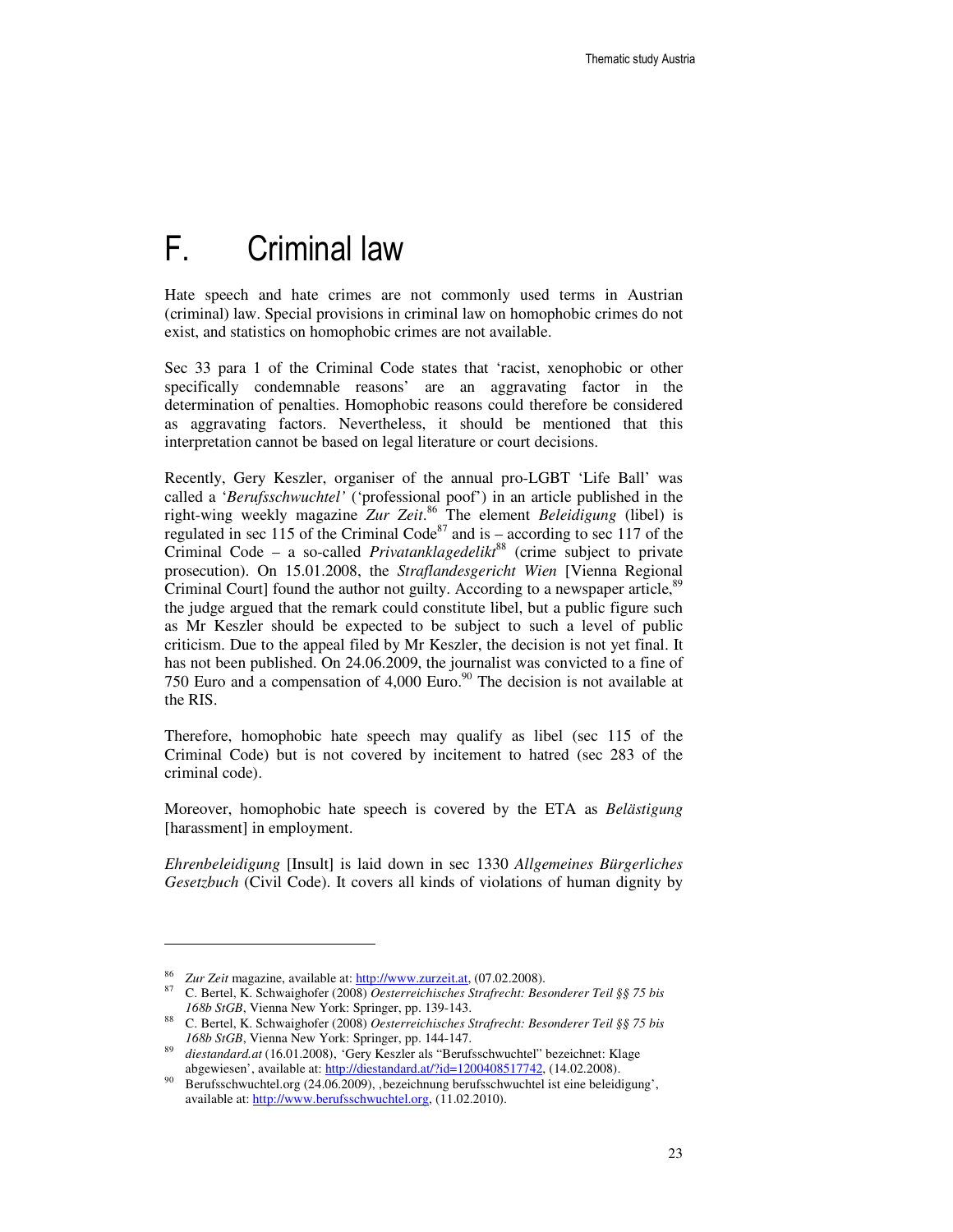# F. Criminal law

Hate speech and hate crimes are not commonly used terms in Austrian (criminal) law. Special provisions in criminal law on homophobic crimes do not exist, and statistics on homophobic crimes are not available.

Sec 33 para 1 of the Criminal Code states that 'racist, xenophobic or other specifically condemnable reasons' are an aggravating factor in the determination of penalties. Homophobic reasons could therefore be considered as aggravating factors. Nevertheless, it should be mentioned that this interpretation cannot be based on legal literature or court decisions.

Recently, Gery Keszler, organiser of the annual pro-LGBT 'Life Ball' was called a '*Berufsschwuchtel'* ('professional poof') in an article published in the right-wing weekly magazine *Zur Zeit*.[86] The element *Beleidigung* (libel) is regulated in sec 115 of the Criminal Code[87] and is – according to sec 117 of the Criminal Code – a so-called *Privatanklagedelikt*[88] (crime subject to private prosecution). On 15.01.2008, the *Straflandesgericht Wien* [Vienna Regional Criminal Court] found the author not guilty. According to a newspaper article,[89] the judge argued that the remark could constitute libel, but a public figure such as Mr Keszler should be expected to be subject to such a level of public criticism. Due to the appeal filed by Mr Keszler, the decision is not yet final. It has not been published. On 24.06.2009, the journalist was convicted to a fine of 750 Euro and a compensation of 4,000 Euro.[90] The decision is not available at the RIS.

Therefore, homophobic hate speech may qualify as libel (sec 115 of the Criminal Code) but is not covered by incitement to hatred (sec 283 of the criminal code).

Moreover, homophobic hate speech is covered by the ETA as *Belästigung* [harassment] in employment.

*Ehrenbeleidigung* [Insult] is laid down in sec 1330 *Allgemeines Bürgerliches Gesetzbuch* (Civil Code). It covers all kinds of violations of human dignity by

---

[86] *Zur Zeit* magazine, available at: http://www.zurzeit.at, (07.02.2008).

[87] C. Bertel, K. Schwaighofer (2008) *Oesterreichisches Strafrecht: Besonderer Teil §§ 75 bis 168b StGB*, Vienna New York: Springer, pp. 139-143.

[88] C. Bertel, K. Schwaighofer (2008) *Oesterreichisches Strafrecht: Besonderer Teil §§ 75 bis 168b StGB*, Vienna New York: Springer, pp. 144-147.

[89] *diestandard.at* (16.01.2008), 'Gery Keszler als "Berufsschwuchtel" bezeichnet: Klage abgewiesen', available at: http://diestandard.at/?id=1200408517742, (14.02.2008).

[90] Berufsschwuchtel.org (24.06.2009), ‚bezeichnung berufsschwuchtel ist eine beleidigung', available at: http://www.berufsschwuchtel.org, (11.02.2010).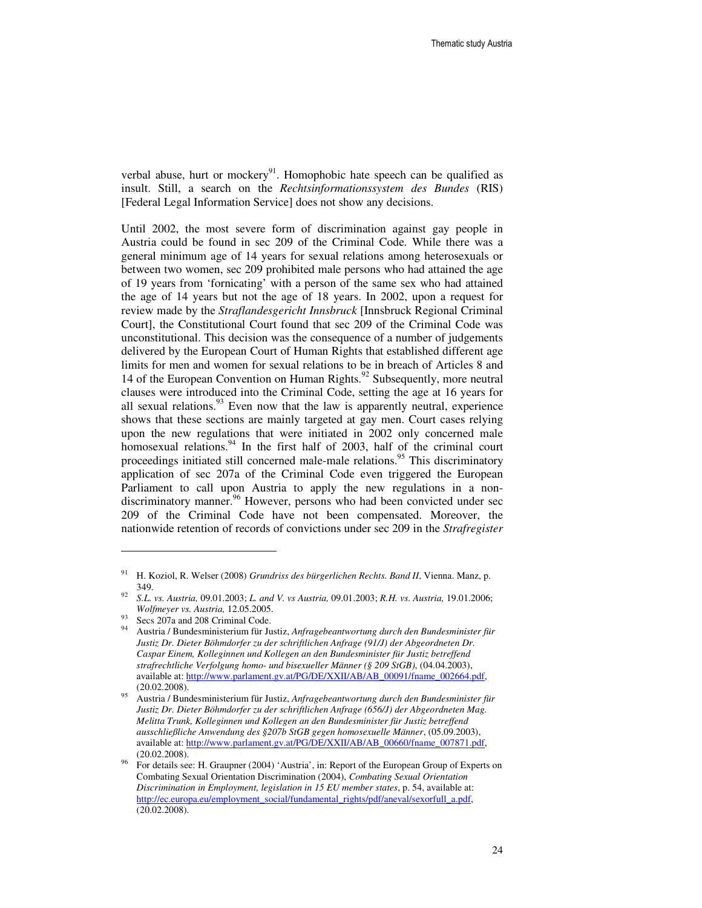verbal abuse, hurt or mockery[91]. Homophobic hate speech can be qualified as insult. Still, a search on the *Rechtsinformationssystem des Bundes* (RIS) [Federal Legal Information Service] does not show any decisions.

Until 2002, the most severe form of discrimination against gay people in Austria could be found in sec 209 of the Criminal Code. While there was a general minimum age of 14 years for sexual relations among heterosexuals or between two women, sec 209 prohibited male persons who had attained the age of 19 years from 'fornicating' with a person of the same sex who had attained the age of 14 years but not the age of 18 years. In 2002, upon a request for review made by the *Straflandesgericht Innsbruck* [Innsbruck Regional Criminal Court], the Constitutional Court found that sec 209 of the Criminal Code was unconstitutional. This decision was the consequence of a number of judgements delivered by the European Court of Human Rights that established different age limits for men and women for sexual relations to be in breach of Articles 8 and 14 of the European Convention on Human Rights.[92] Subsequently, more neutral clauses were introduced into the Criminal Code, setting the age at 16 years for all sexual relations.[93] Even now that the law is apparently neutral, experience shows that these sections are mainly targeted at gay men. Court cases relying upon the new regulations that were initiated in 2002 only concerned male homosexual relations.[94] In the first half of 2003, half of the criminal court proceedings initiated still concerned male-male relations.[95] This discriminatory application of sec 207a of the Criminal Code even triggered the European Parliament to call upon Austria to apply the new regulations in a non-discriminatory manner.[96] However, persons who had been convicted under sec 209 of the Criminal Code have not been compensated. Moreover, the nationwide retention of records of convictions under sec 209 in the *Strafregister*

---

[91] H. Koziol, R. Welser (2008) *Grundriss des bürgerlichen Rechts. Band II*, Vienna. Manz, p. 349.

[92] *S.L. vs. Austria,* 09.01.2003; *L. and V. vs Austria,* 09.01.2003; *R.H. vs. Austria,* 19.01.2006; *Wolfmeyer vs. Austria,* 12.05.2005.

[93] Secs 207a and 208 Criminal Code.

[94] Austria / Bundesministerium für Justiz, *Anfragebeantwortung durch den Bundesminister für Justiz Dr. Dieter Böhmdorfer zu der schriftlichen Anfrage (91/J) der Abgeordneten Dr. Caspar Einem, Kolleginnen und Kollegen an den Bundesminister für Justiz betreffend strafrechtliche Verfolgung homo- und bisexueller Männer (§ 209 StGB)*, (04.04.2003), available at: http://www.parlament.gv.at/PG/DE/XXII/AB/AB_00091/fname_002664.pdf, (20.02.2008).

[95] Austria / Bundesministerium für Justiz, *Anfragebeantwortung durch den Bundesminister für Justiz Dr. Dieter Böhmdorfer zu der schriftlichen Anfrage (656/J) der Abgeordneten Mag. Melitta Trunk, Kolleginnen und Kollegen an den Bundesminister für Justiz betreffend ausschließliche Anwendung des §207b StGB gegen homosexuelle Männer*, (05.09.2003), available at: http://www.parlament.gv.at/PG/DE/XXII/AB/AB_00660/fname_007871.pdf, (20.02.2008).

[96] For details see: H. Graupner (2004) 'Austria', in: Report of the European Group of Experts on Combating Sexual Orientation Discrimination (2004), *Combating Sexual Orientation Discrimination in Employment, legislation in 15 EU member states*, p. 54, available at: http://ec.europa.eu/employment_social/fundamental_rights/pdf/aneval/sexorfull_a.pdf, (20.02.2008).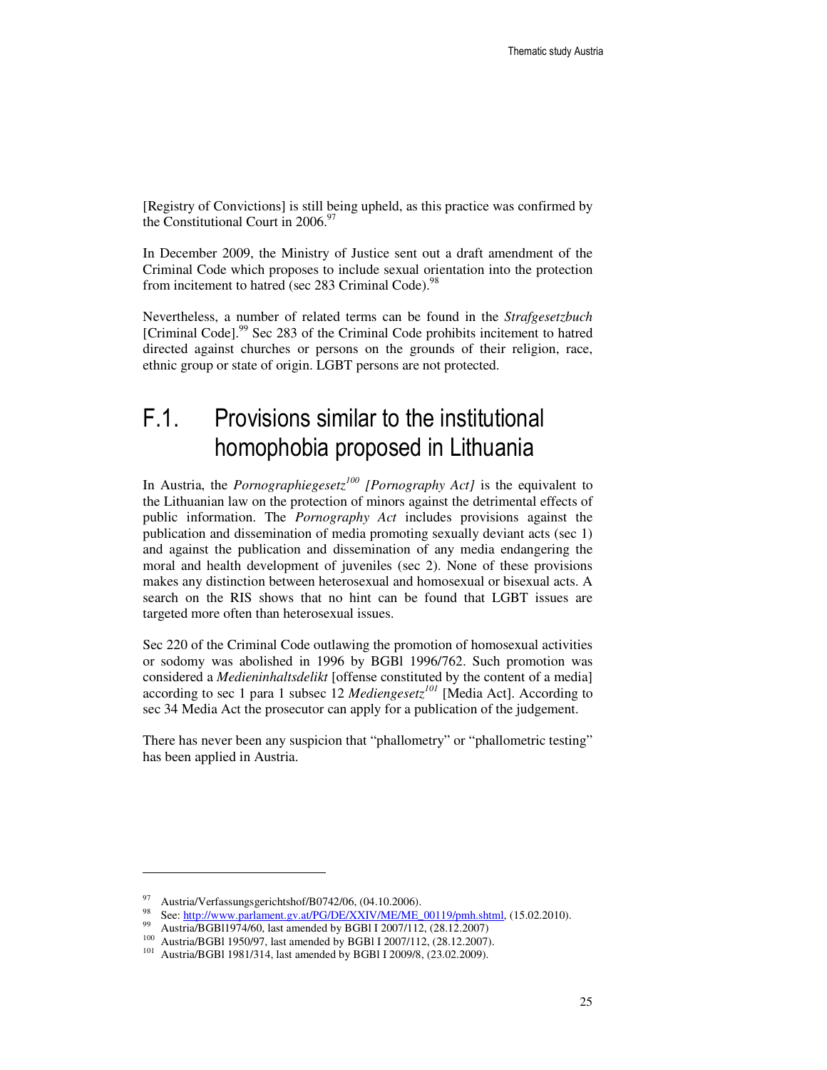[Registry of Convictions] is still being upheld, as this practice was confirmed by the Constitutional Court in 2006.[97]

In December 2009, the Ministry of Justice sent out a draft amendment of the Criminal Code which proposes to include sexual orientation into the protection from incitement to hatred (sec 283 Criminal Code).[98]

Nevertheless, a number of related terms can be found in the *Strafgesetzbuch* [Criminal Code].[99] Sec 283 of the Criminal Code prohibits incitement to hatred directed against churches or persons on the grounds of their religion, race, ethnic group or state of origin. LGBT persons are not protected.

## F.1. Provisions similar to the institutional homophobia proposed in Lithuania

In Austria, the *Pornographiegesetz[100] [Pornography Act]* is the equivalent to the Lithuanian law on the protection of minors against the detrimental effects of public information. The *Pornography Act* includes provisions against the publication and dissemination of media promoting sexually deviant acts (sec 1) and against the publication and dissemination of any media endangering the moral and health development of juveniles (sec 2). None of these provisions makes any distinction between heterosexual and homosexual or bisexual acts. A search on the RIS shows that no hint can be found that LGBT issues are targeted more often than heterosexual issues.

Sec 220 of the Criminal Code outlawing the promotion of homosexual activities or sodomy was abolished in 1996 by BGBl 1996/762. Such promotion was considered a *Medieninhaltsdelikt* [offense constituted by the content of a media] according to sec 1 para 1 subsec 12 *Mediengesetz[101]* [Media Act]. According to sec 34 Media Act the prosecutor can apply for a publication of the judgement.

There has never been any suspicion that "phallometry" or "phallometric testing" has been applied in Austria.

---

[97] Austria/Verfassungsgerichtshof/B0742/06, (04.10.2006).

[98] See: http://www.parlament.gv.at/PG/DE/XXIV/ME/ME_00119/pmh.shtml, (15.02.2010).

[99] Austria/BGBl1974/60, last amended by BGBl I 2007/112, (28.12.2007)

[100] Austria/BGBl 1950/97, last amended by BGBl I 2007/112, (28.12.2007).

[101] Austria/BGBl 1981/314, last amended by BGBl I 2009/8, (23.02.2009).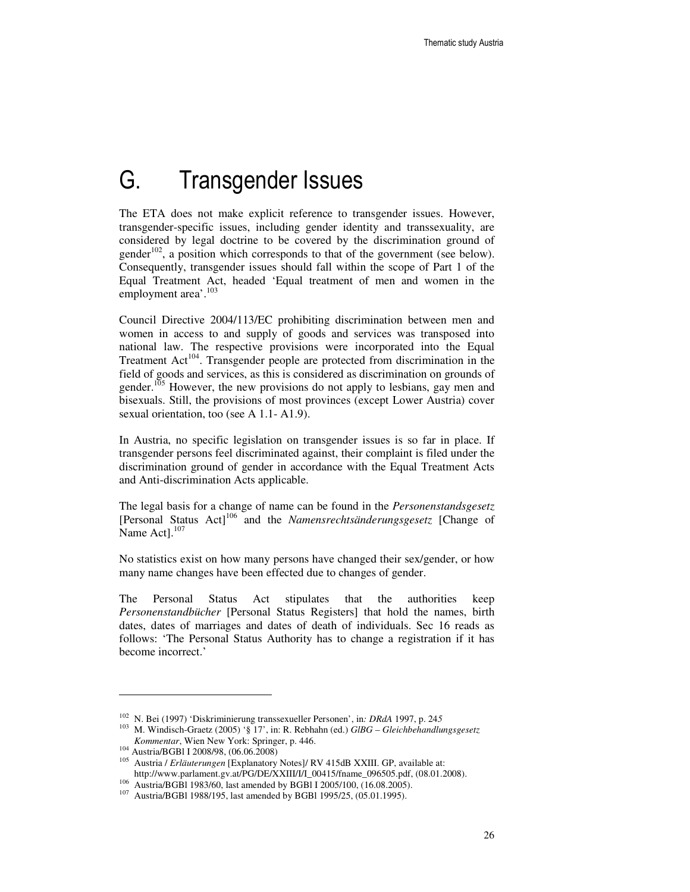# G. Transgender Issues

The ETA does not make explicit reference to transgender issues. However, transgender-specific issues, including gender identity and transsexuality, are considered by legal doctrine to be covered by the discrimination ground of gender[102], a position which corresponds to that of the government (see below). Consequently, transgender issues should fall within the scope of Part 1 of the Equal Treatment Act, headed 'Equal treatment of men and women in the employment area'.[103]

Council Directive 2004/113/EC prohibiting discrimination between men and women in access to and supply of goods and services was transposed into national law. The respective provisions were incorporated into the Equal Treatment Act[104]. Transgender people are protected from discrimination in the field of goods and services, as this is considered as discrimination on grounds of gender.[105] However, the new provisions do not apply to lesbians, gay men and bisexuals. Still, the provisions of most provinces (except Lower Austria) cover sexual orientation, too (see A 1.1- A1.9).

In Austria, no specific legislation on transgender issues is so far in place. If transgender persons feel discriminated against, their complaint is filed under the discrimination ground of gender in accordance with the Equal Treatment Acts and Anti-discrimination Acts applicable.

The legal basis for a change of name can be found in the *Personenstandsgesetz* [Personal Status Act][106] and the *Namensrechtsänderungsgesetz* [Change of Name Act].[107]

No statistics exist on how many persons have changed their sex/gender, or how many name changes have been effected due to changes of gender.

The Personal Status Act stipulates that the authorities keep *Personenstandbücher* [Personal Status Registers] that hold the names, birth dates, dates of marriages and dates of death of individuals. Sec 16 reads as follows: 'The Personal Status Authority has to change a registration if it has become incorrect.'

---

[102] N. Bei (1997) 'Diskriminierung transsexueller Personen', in*: DRdA* 1997, p. 245

[103] M. Windisch-Graetz (2005) '§ 17', in: R. Rebhahn (ed.) *GlBG – Gleichbehandlungsgesetz Kommentar*, Wien New York: Springer, p. 446.

[104] Austria/BGBl I 2008/98, (06.06.2008)

[105] Austria / *Erläuterungen* [Explanatory Notes]/ RV 415dB XXIII. GP, available at: http://www.parlament.gv.at/PG/DE/XXIII/I/I_00415/fname_096505.pdf, (08.01.2008).

[106] Austria/BGBl 1983/60, last amended by BGBl I 2005/100, (16.08.2005).

[107] Austria/BGBl 1988/195, last amended by BGBl 1995/25, (05.01.1995).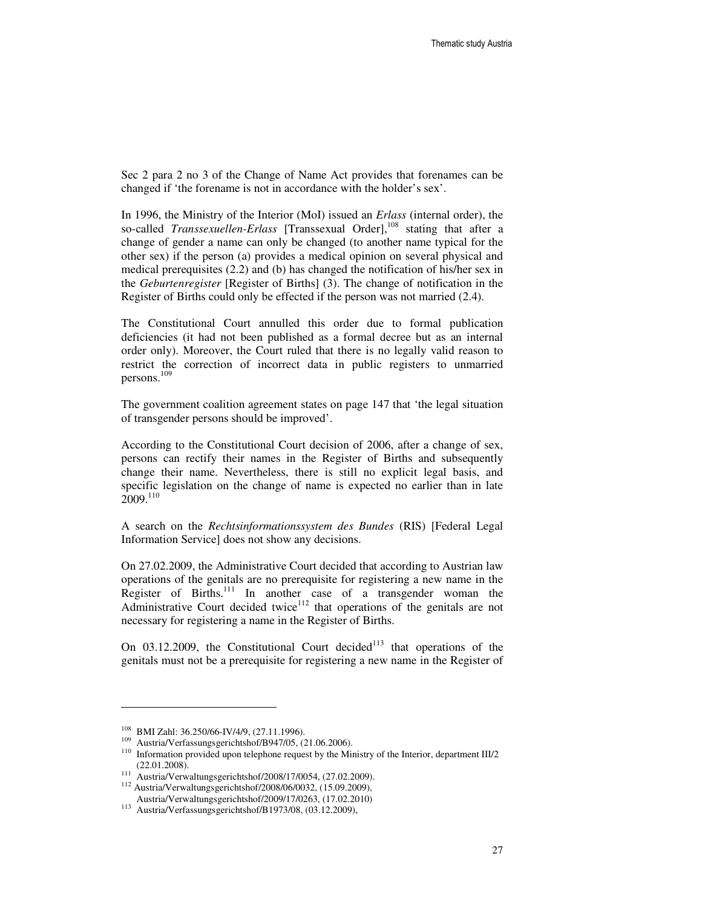Sec 2 para 2 no 3 of the Change of Name Act provides that forenames can be changed if 'the forename is not in accordance with the holder's sex'.

In 1996, the Ministry of the Interior (MoI) issued an *Erlass* (internal order), the so-called *Transsexuellen-Erlass* [Transsexual Order],[108] stating that after a change of gender a name can only be changed (to another name typical for the other sex) if the person (a) provides a medical opinion on several physical and medical prerequisites (2.2) and (b) has changed the notification of his/her sex in the *Geburtenregister* [Register of Births] (3). The change of notification in the Register of Births could only be effected if the person was not married (2.4).

The Constitutional Court annulled this order due to formal publication deficiencies (it had not been published as a formal decree but as an internal order only). Moreover, the Court ruled that there is no legally valid reason to restrict the correction of incorrect data in public registers to unmarried persons.[109]

The government coalition agreement states on page 147 that 'the legal situation of transgender persons should be improved'.

According to the Constitutional Court decision of 2006, after a change of sex, persons can rectify their names in the Register of Births and subsequently change their name. Nevertheless, there is still no explicit legal basis, and specific legislation on the change of name is expected no earlier than in late 2009.[110]

A search on the *Rechtsinformationssystem des Bundes* (RIS) [Federal Legal Information Service] does not show any decisions.

On 27.02.2009, the Administrative Court decided that according to Austrian law operations of the genitals are no prerequisite for registering a new name in the Register of Births.[111] In another case of a transgender woman the Administrative Court decided twice[112] that operations of the genitals are not necessary for registering a name in the Register of Births.

On 03.12.2009, the Constitutional Court decided[113] that operations of the genitals must not be a prerequisite for registering a new name in the Register of

---

[108] BMI Zahl: 36.250/66-IV/4/9, (27.11.1996).

[109] Austria/Verfassungsgerichtshof/B947/05, (21.06.2006).

[110] Information provided upon telephone request by the Ministry of the Interior, department III/2 (22.01.2008).

[111] Austria/Verwaltungsgerichtshof/2008/17/0054, (27.02.2009).

[112] Austria/Verwaltungsgerichtshof/2008/06/0032, (15.09.2009), Austria/Verwaltungsgerichtshof/2009/17/0263, (17.02.2010)

[113] Austria/Verfassungsgerichtshof/B1973/08, (03.12.2009),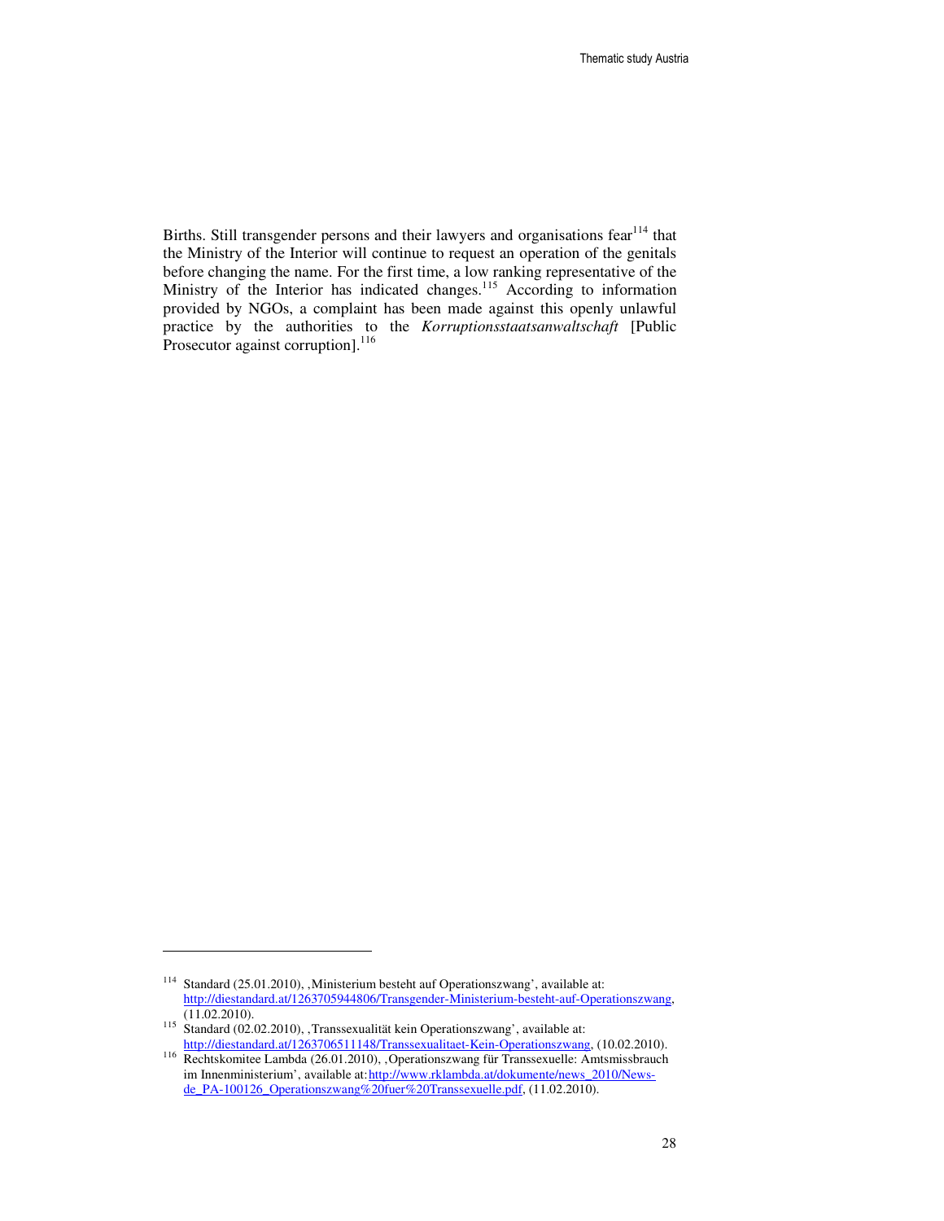Births. Still transgender persons and their lawyers and organisations fear[114] that the Ministry of the Interior will continue to request an operation of the genitals before changing the name. For the first time, a low ranking representative of the Ministry of the Interior has indicated changes.[115] According to information provided by NGOs, a complaint has been made against this openly unlawful practice by the authorities to the *Korruptionsstaatsanwaltschaft* [Public Prosecutor against corruption].[116]

---

[114] Standard (25.01.2010), ‚Ministerium besteht auf Operationszwang', available at: http://diestandard.at/1263705944806/Transgender-Ministerium-besteht-auf-Operationszwang, (11.02.2010).

[115] Standard (02.02.2010), ‚Transsexualität kein Operationszwang', available at: http://diestandard.at/1263706511148/Transsexualitaet-Kein-Operationszwang, (10.02.2010).

[116] Rechtskomitee Lambda (26.01.2010), ‚Operationszwang für Transsexuelle: Amtsmissbrauch im Innenministerium', available at: http://www.rklambda.at/dokumente/news_2010/News-de_PA-100126_Operationszwang%20fuer%20Transsexuelle.pdf, (11.02.2010).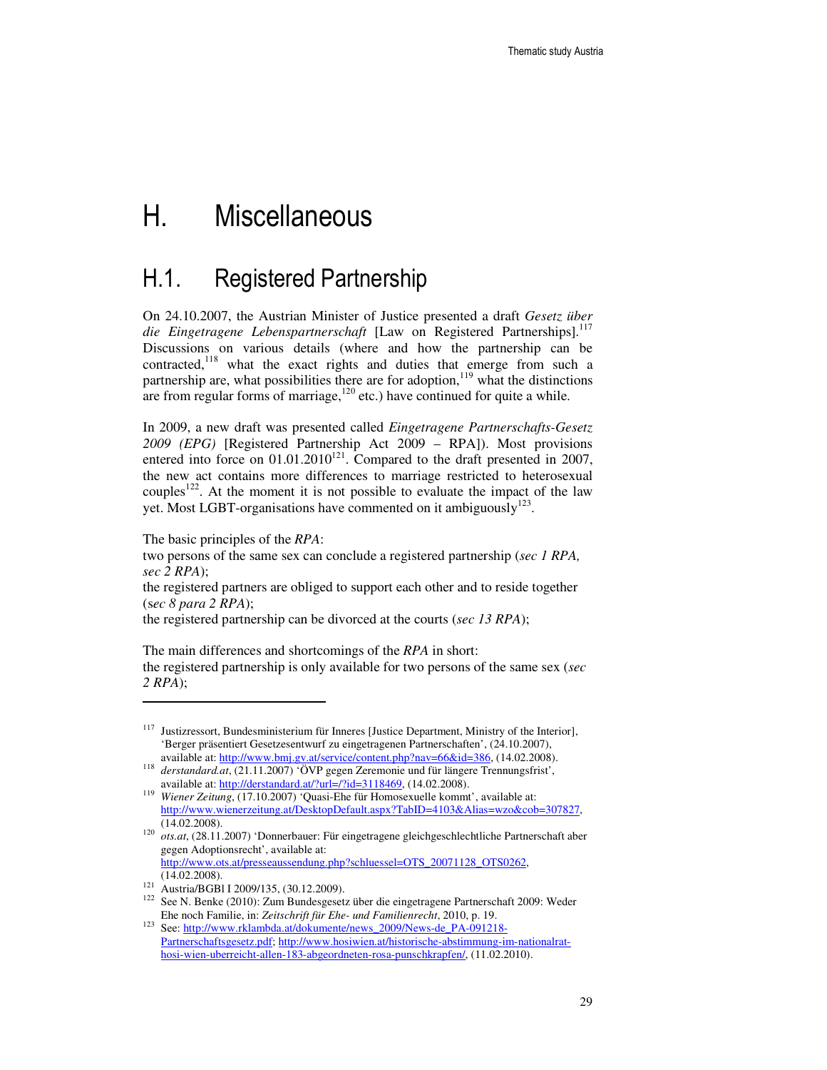# H. Miscellaneous

## H.1. Registered Partnership

On 24.10.2007, the Austrian Minister of Justice presented a draft *Gesetz über die Eingetragene Lebenspartnerschaft* [Law on Registered Partnerships].[117] Discussions on various details (where and how the partnership can be contracted,[118] what the exact rights and duties that emerge from such a partnership are, what possibilities there are for adoption,[119] what the distinctions are from regular forms of marriage,[120] etc.) have continued for quite a while.

In 2009, a new draft was presented called *Eingetragene Partnerschafts-Gesetz 2009 (EPG)* [Registered Partnership Act 2009 – RPA]). Most provisions entered into force on 01.01.2010[121]. Compared to the draft presented in 2007, the new act contains more differences to marriage restricted to heterosexual couples[122]. At the moment it is not possible to evaluate the impact of the law yet. Most LGBT-organisations have commented on it ambiguously[123].

The basic principles of the *RPA*:

two persons of the same sex can conclude a registered partnership (*sec 1 RPA, sec 2 RPA*);

the registered partners are obliged to support each other and to reside together (s*ec 8 para 2 RPA*);

the registered partnership can be divorced at the courts (*sec 13 RPA*);

The main differences and shortcomings of the *RPA* in short:

the registered partnership is only available for two persons of the same sex (*sec 2 RPA*);

---

[117] Justizressort, Bundesministerium für Inneres [Justice Department, Ministry of the Interior], 'Berger präsentiert Gesetzesentwurf zu eingetragenen Partnerschaften', (24.10.2007), available at: http://www.bmj.gv.at/service/content.php?nav=66&id=386, (14.02.2008).

[118] *derstandard.at*, (21.11.2007) 'ÖVP gegen Zeremonie und für längere Trennungsfrist', available at: http://derstandard.at/?url=/?id=3118469, (14.02.2008).

[119] *Wiener Zeitung*, (17.10.2007) 'Quasi-Ehe für Homosexuelle kommt', available at: http://www.wienerzeitung.at/DesktopDefault.aspx?TabID=4103&Alias=wzo&cob=307827, (14.02.2008).

[120] *ots.at*, (28.11.2007) 'Donnerbauer: Für eingetragene gleichgeschlechtliche Partnerschaft aber gegen Adoptionsrecht', available at: http://www.ots.at/presseaussendung.php?schluessel=OTS_20071128_OTS0262, (14.02.2008).

[121] Austria/BGBl I 2009/135, (30.12.2009).

[122] See N. Benke (2010): Zum Bundesgesetz über die eingetragene Partnerschaft 2009: Weder Ehe noch Familie, in: *Zeitschrift für Ehe- und Familienrecht*, 2010, p. 19.

[123] See: http://www.rklambda.at/dokumente/news_2009/News-de_PA-091218-Partnerschaftsgesetz.pdf; http://www.hosiwien.at/historische-abstimmung-im-nationalrat-hosi-wien-uberreicht-allen-183-abgeordneten-rosa-punschkrapfen/, (11.02.2010).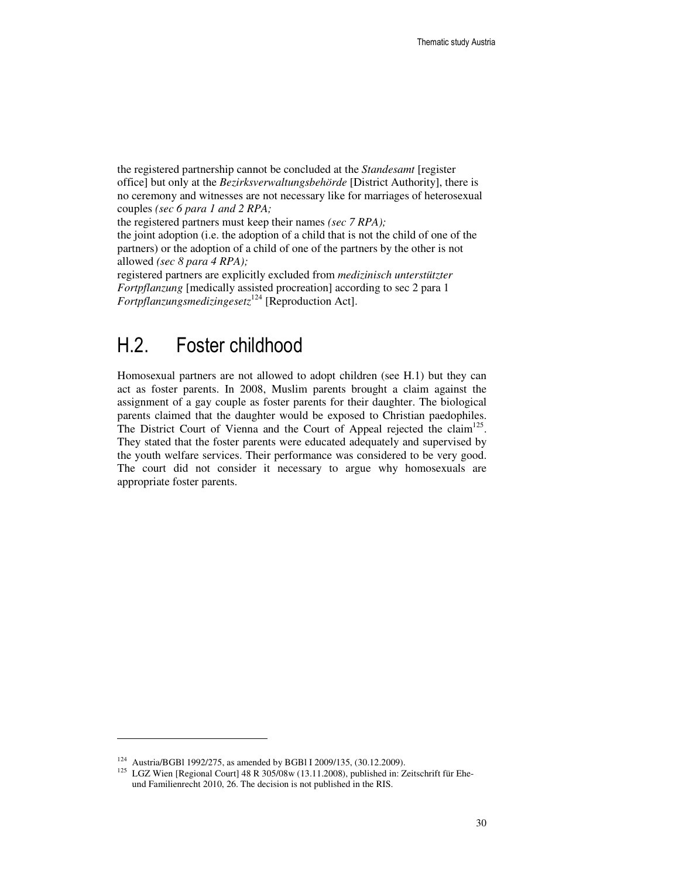the registered partnership cannot be concluded at the *Standesamt* [register office] but only at the *Bezirksverwaltungsbehörde* [District Authority], there is no ceremony and witnesses are not necessary like for marriages of heterosexual couples *(sec 6 para 1 and 2 RPA;*

the registered partners must keep their names *(sec 7 RPA);*

the joint adoption (i.e. the adoption of a child that is not the child of one of the partners) or the adoption of a child of one of the partners by the other is not allowed *(sec 8 para 4 RPA);*

registered partners are explicitly excluded from *medizinisch unterstützter Fortpflanzung* [medically assisted procreation] according to sec 2 para 1 *Fortpflanzungsmedizingesetz*[124] [Reproduction Act].

## H.2. Foster childhood

Homosexual partners are not allowed to adopt children (see H.1) but they can act as foster parents. In 2008, Muslim parents brought a claim against the assignment of a gay couple as foster parents for their daughter. The biological parents claimed that the daughter would be exposed to Christian paedophiles. The District Court of Vienna and the Court of Appeal rejected the claim[125]. They stated that the foster parents were educated adequately and supervised by the youth welfare services. Their performance was considered to be very good. The court did not consider it necessary to argue why homosexuals are appropriate foster parents.

---

[124] Austria/BGBl 1992/275, as amended by BGBl I 2009/135, (30.12.2009).

[125] LGZ Wien [Regional Court] 48 R 305/08w (13.11.2008), published in: Zeitschrift für Ehe- und Familienrecht 2010, 26. The decision is not published in the RIS.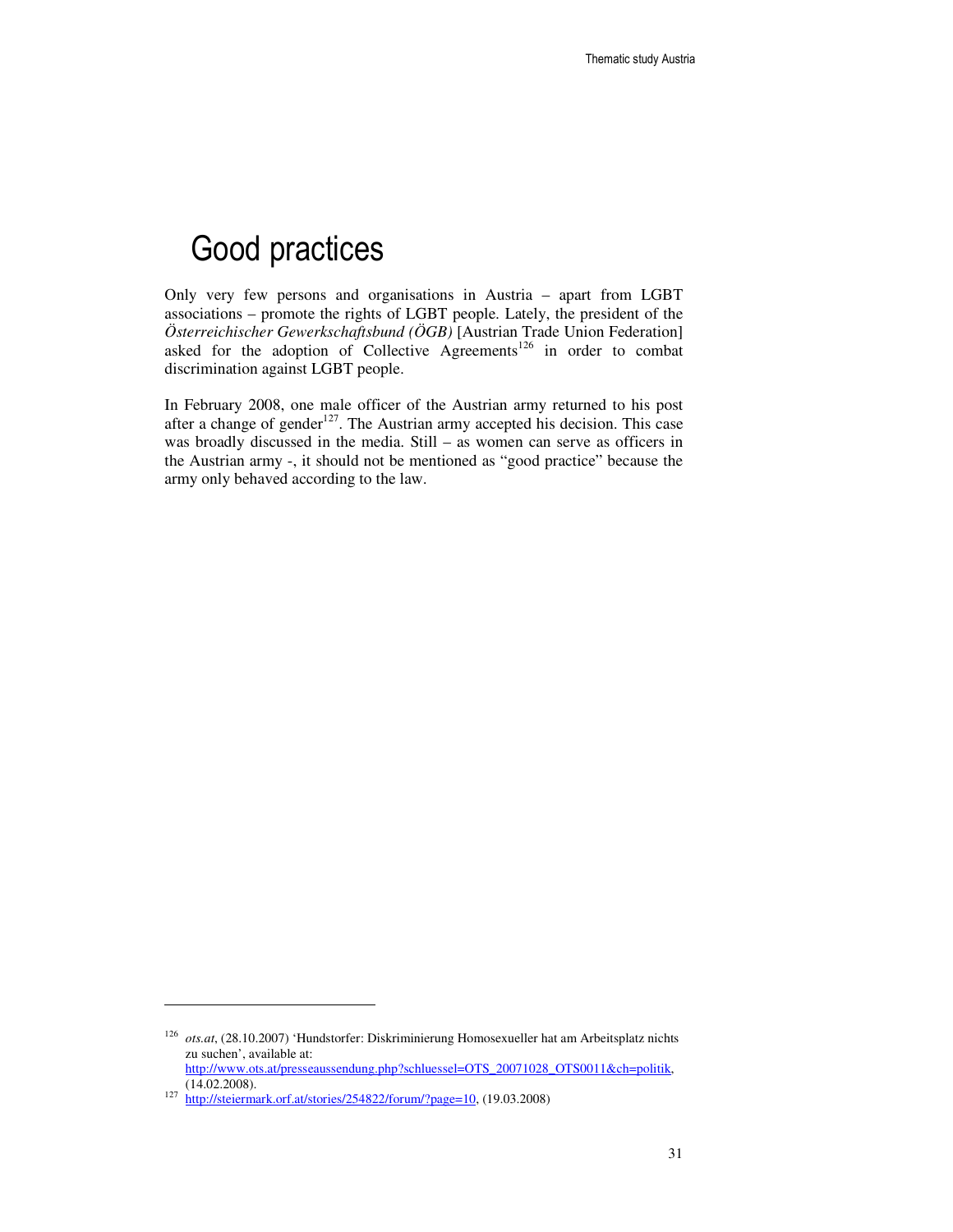# Good practices

Only very few persons and organisations in Austria – apart from LGBT associations – promote the rights of LGBT people. Lately, the president of the *Österreichischer Gewerkschaftsbund (ÖGB)* [Austrian Trade Union Federation] asked for the adoption of Collective Agreements[126] in order to combat discrimination against LGBT people.

In February 2008, one male officer of the Austrian army returned to his post after a change of gender[127]. The Austrian army accepted his decision. This case was broadly discussed in the media. Still – as women can serve as officers in the Austrian army -, it should not be mentioned as "good practice" because the army only behaved according to the law.

---

[126] *ots.at*, (28.10.2007) 'Hundstorfer: Diskriminierung Homosexueller hat am Arbeitsplatz nichts zu suchen', available at: http://www.ots.at/presseaussendung.php?schluessel=OTS_20071028_OTS0011&ch=politik, (14.02.2008).

[127] http://steiermark.orf.at/stories/254822/forum/?page=10, (19.03.2008)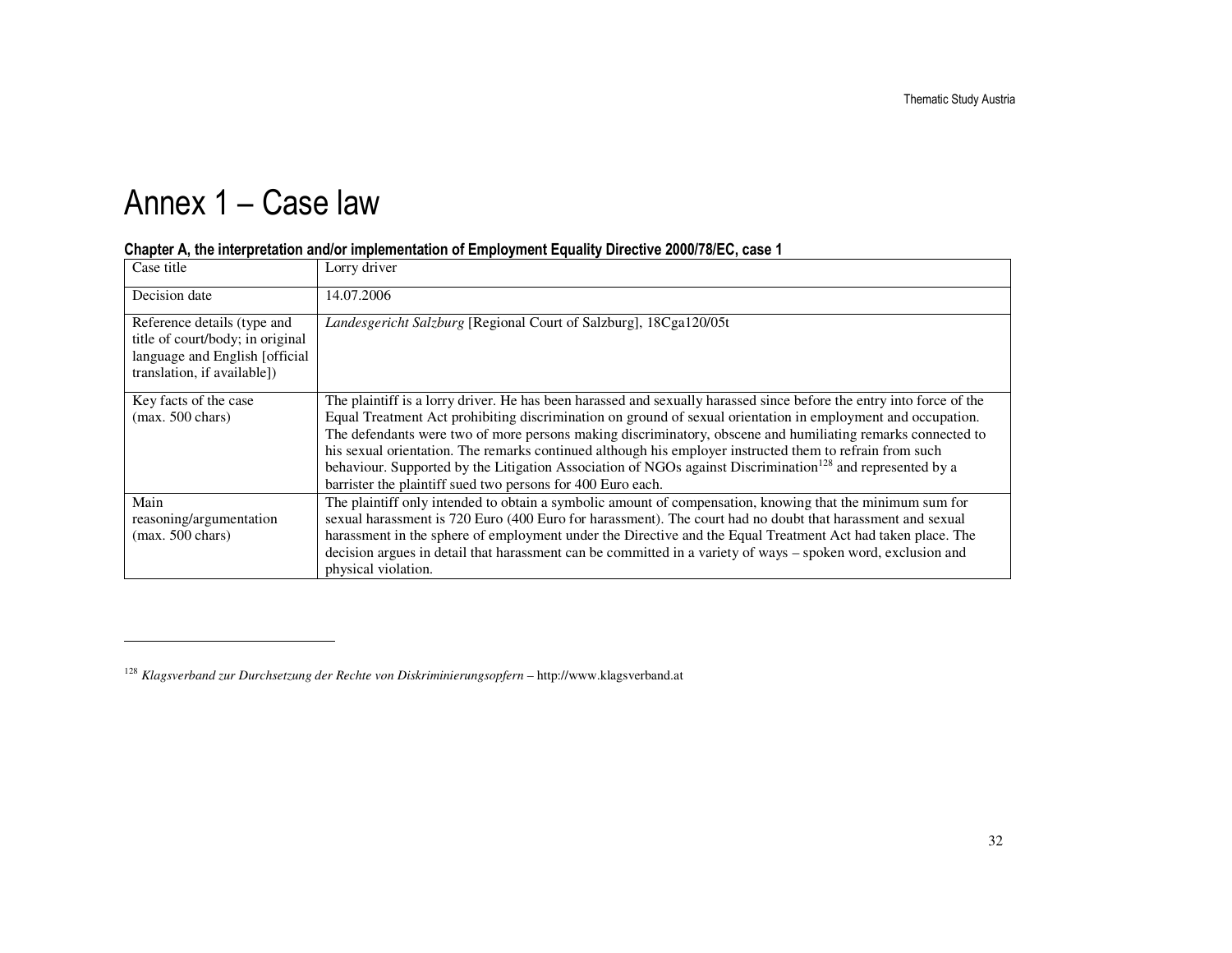# Annex 1 – Case law

**Chapter A, the interpretation and/or implementation of Employment Equality Directive 2000/78/EC, case 1**

| Case title | Lorry driver |
|---|---|
| Decision date | 14.07.2006 |
| Reference details (type and title of court/body; in original language and English [official translation, if available]) | *Landesgericht Salzburg* [Regional Court of Salzburg], 18Cga120/05t |
| Key facts of the case (max. 500 chars) | The plaintiff is a lorry driver. He has been harassed and sexually harassed since before the entry into force of the Equal Treatment Act prohibiting discrimination on ground of sexual orientation in employment and occupation. The defendants were two of more persons making discriminatory, obscene and humiliating remarks connected to his sexual orientation. The remarks continued although his employer instructed them to refrain from such behaviour. Supported by the Litigation Association of NGOs against Discrimination[128] and represented by a barrister the plaintiff sued two persons for 400 Euro each. |
| Main reasoning/argumentation (max. 500 chars) | The plaintiff only intended to obtain a symbolic amount of compensation, knowing that the minimum sum for sexual harassment is 720 Euro (400 Euro for harassment). The court had no doubt that harassment and sexual harassment in the sphere of employment under the Directive and the Equal Treatment Act had taken place. The decision argues in detail that harassment can be committed in a variety of ways – spoken word, exclusion and physical violation. |

[128] *Klagsverband zur Durchsetzung der Rechte von Diskriminierungsopfern* – http://www.klagsverband.at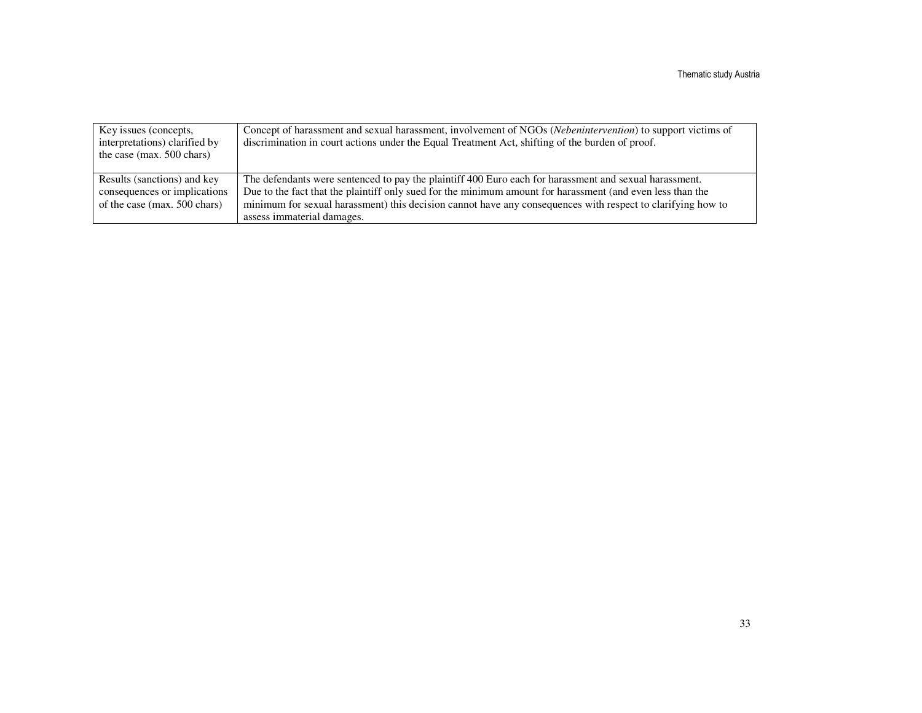| Key issues (concepts, interpretations) clarified by the case (max. 500 chars) | Concept of harassment and sexual harassment, involvement of NGOs (*Nebenintervention*) to support victims of discrimination in court actions under the Equal Treatment Act, shifting of the burden of proof. |
|---|---|
| Results (sanctions) and key consequences or implications of the case (max. 500 chars) | The defendants were sentenced to pay the plaintiff 400 Euro each for harassment and sexual harassment. Due to the fact that the plaintiff only sued for the minimum amount for harassment (and even less than the minimum for sexual harassment) this decision cannot have any consequences with respect to clarifying how to assess immaterial damages. |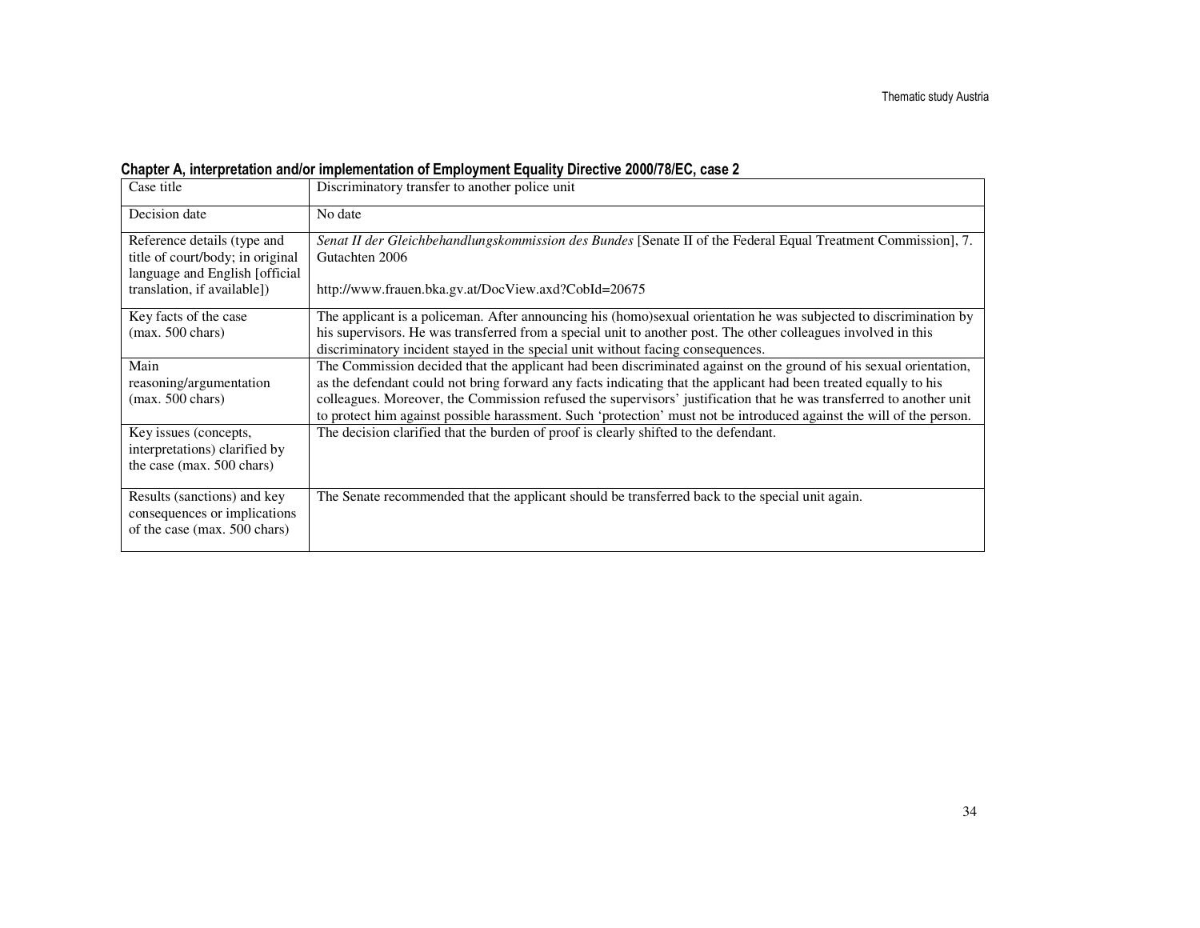**Chapter A, interpretation and/or implementation of Employment Equality Directive 2000/78/EC, case 2**

| Case title | Discriminatory transfer to another police unit |
|---|---|
| Decision date | No date |
| Reference details (type and title of court/body; in original language and English [official translation, if available]) | *Senat II der Gleichbehandlungskommission des Bundes* [Senate II of the Federal Equal Treatment Commission], 7. Gutachten 2006<br><br>http://www.frauen.bka.gv.at/DocView.axd?CobId=20675 |
| Key facts of the case (max. 500 chars) | The applicant is a policeman. After announcing his (homo)sexual orientation he was subjected to discrimination by his supervisors. He was transferred from a special unit to another post. The other colleagues involved in this discriminatory incident stayed in the special unit without facing consequences. |
| Main reasoning/argumentation (max. 500 chars) | The Commission decided that the applicant had been discriminated against on the ground of his sexual orientation, as the defendant could not bring forward any facts indicating that the applicant had been treated equally to his colleagues. Moreover, the Commission refused the supervisors' justification that he was transferred to another unit to protect him against possible harassment. Such 'protection' must not be introduced against the will of the person. |
| Key issues (concepts, interpretations) clarified by the case (max. 500 chars) | The decision clarified that the burden of proof is clearly shifted to the defendant. |
| Results (sanctions) and key consequences or implications of the case (max. 500 chars) | The Senate recommended that the applicant should be transferred back to the special unit again. |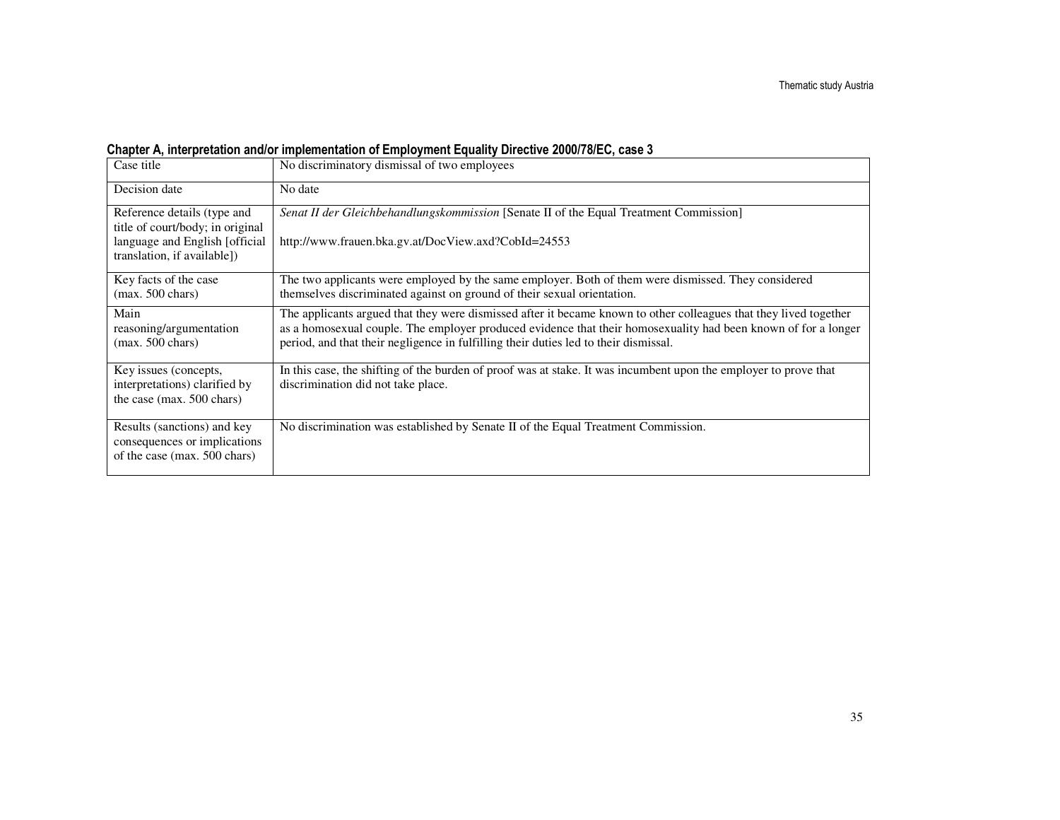**Chapter A, interpretation and/or implementation of Employment Equality Directive 2000/78/EC, case 3**

| Case title | No discriminatory dismissal of two employees |
|---|---|
| Decision date | No date |
| Reference details (type and title of court/body; in original language and English [official translation, if available]) | *Senat II der Gleichbehandlungskommission* [Senate II of the Equal Treatment Commission]<br><br>http://www.frauen.bka.gv.at/DocView.axd?CobId=24553 |
| Key facts of the case (max. 500 chars) | The two applicants were employed by the same employer. Both of them were dismissed. They considered themselves discriminated against on ground of their sexual orientation. |
| Main reasoning/argumentation (max. 500 chars) | The applicants argued that they were dismissed after it became known to other colleagues that they lived together as a homosexual couple. The employer produced evidence that their homosexuality had been known of for a longer period, and that their negligence in fulfilling their duties led to their dismissal. |
| Key issues (concepts, interpretations) clarified by the case (max. 500 chars) | In this case, the shifting of the burden of proof was at stake. It was incumbent upon the employer to prove that discrimination did not take place. |
| Results (sanctions) and key consequences or implications of the case (max. 500 chars) | No discrimination was established by Senate II of the Equal Treatment Commission. |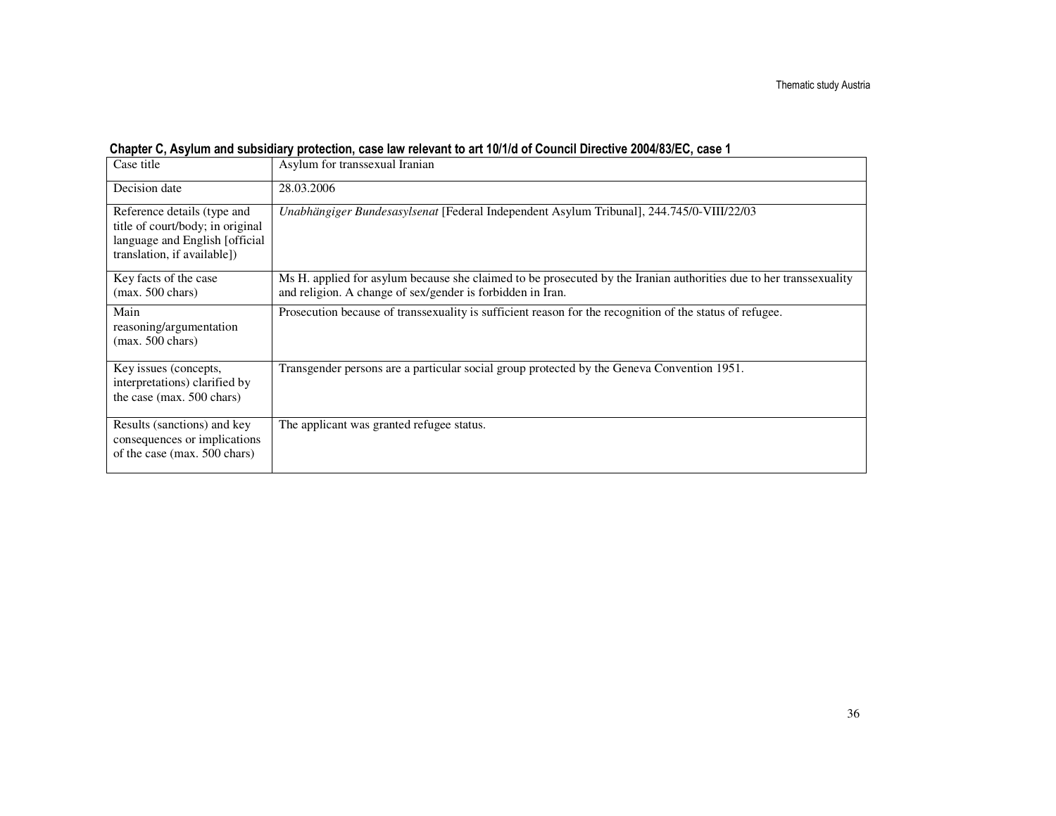**Chapter C, Asylum and subsidiary protection, case law relevant to art 10/1/d of Council Directive 2004/83/EC, case 1**

| Case title | Asylum for transsexual Iranian |
|---|---|
| Decision date | 28.03.2006 |
| Reference details (type and title of court/body; in original language and English [official translation, if available]) | *Unabhängiger Bundesasylsenat* [Federal Independent Asylum Tribunal], 244.745/0-VIII/22/03 |
| Key facts of the case (max. 500 chars) | Ms H. applied for asylum because she claimed to be prosecuted by the Iranian authorities due to her transsexuality and religion. A change of sex/gender is forbidden in Iran. |
| Main reasoning/argumentation (max. 500 chars) | Prosecution because of transsexuality is sufficient reason for the recognition of the status of refugee. |
| Key issues (concepts, interpretations) clarified by the case (max. 500 chars) | Transgender persons are a particular social group protected by the Geneva Convention 1951. |
| Results (sanctions) and key consequences or implications of the case (max. 500 chars) | The applicant was granted refugee status. |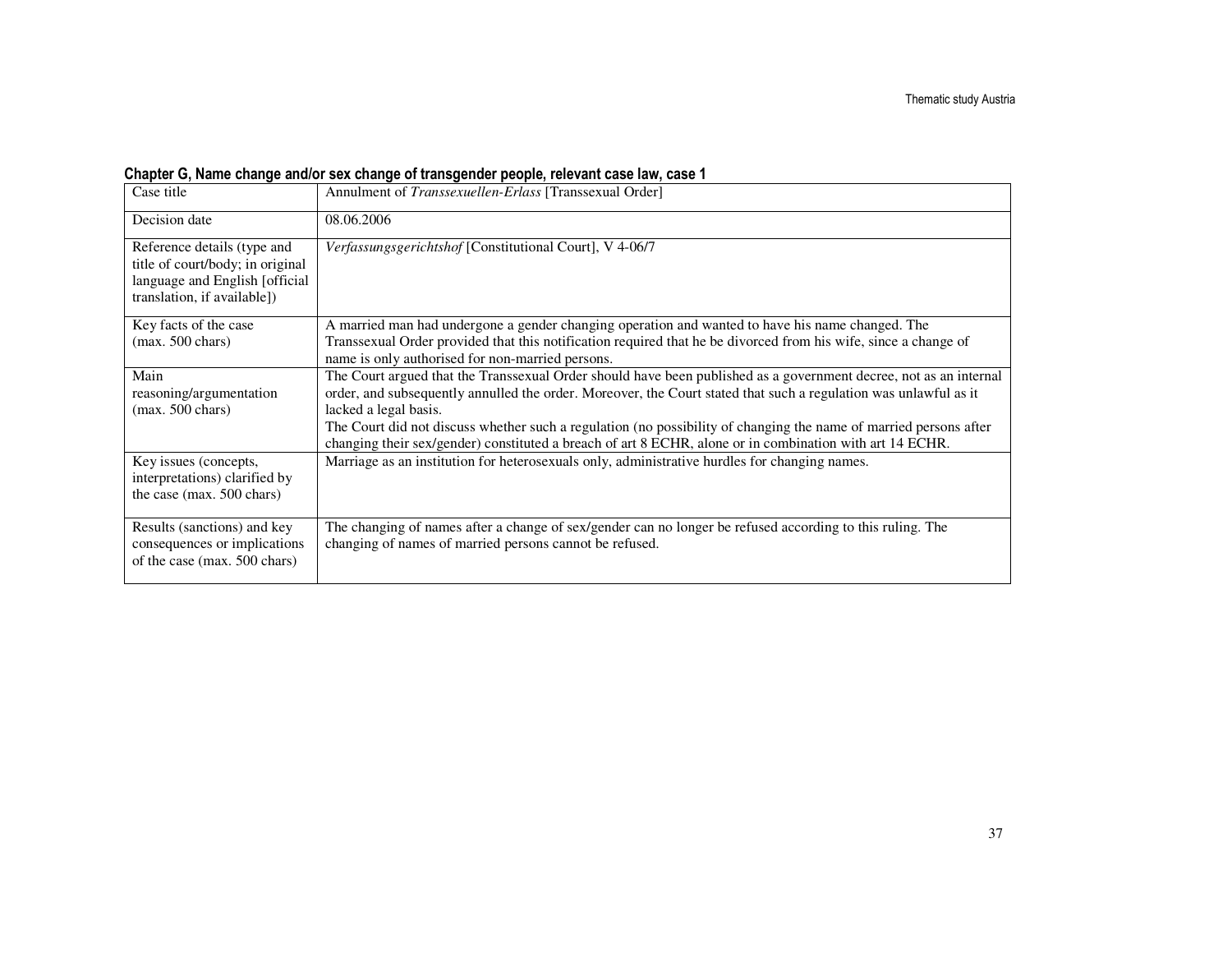**Chapter G, Name change and/or sex change of transgender people, relevant case law, case 1**

| Case title | Annulment of *Transsexuellen-Erlass* [Transsexual Order] |
|---|---|
| Decision date | 08.06.2006 |
| Reference details (type and title of court/body; in original language and English [official translation, if available]) | *Verfassungsgerichtshof* [Constitutional Court], V 4-06/7 |
| Key facts of the case (max. 500 chars) | A married man had undergone a gender changing operation and wanted to have his name changed. The Transsexual Order provided that this notification required that he be divorced from his wife, since a change of name is only authorised for non-married persons. |
| Main reasoning/argumentation (max. 500 chars) | The Court argued that the Transsexual Order should have been published as a government decree, not as an internal order, and subsequently annulled the order. Moreover, the Court stated that such a regulation was unlawful as it lacked a legal basis.<br>The Court did not discuss whether such a regulation (no possibility of changing the name of married persons after changing their sex/gender) constituted a breach of art 8 ECHR, alone or in combination with art 14 ECHR. |
| Key issues (concepts, interpretations) clarified by the case (max. 500 chars) | Marriage as an institution for heterosexuals only, administrative hurdles for changing names. |
| Results (sanctions) and key consequences or implications of the case (max. 500 chars) | The changing of names after a change of sex/gender can no longer be refused according to this ruling. The changing of names of married persons cannot be refused. |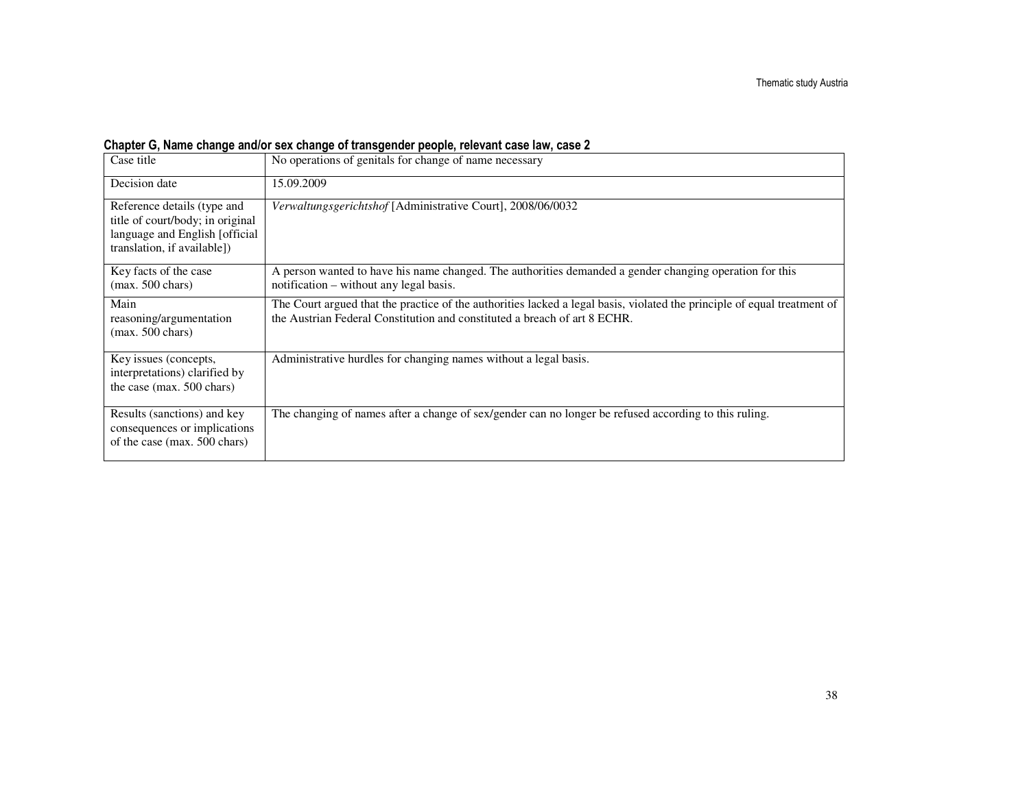**Chapter G, Name change and/or sex change of transgender people, relevant case law, case 2**

| Case title | No operations of genitals for change of name necessary |
|---|---|
| Decision date | 15.09.2009 |
| Reference details (type and title of court/body; in original language and English [official translation, if available]) | *Verwaltungsgerichtshof* [Administrative Court], 2008/06/0032 |
| Key facts of the case (max. 500 chars) | A person wanted to have his name changed. The authorities demanded a gender changing operation for this notification – without any legal basis. |
| Main reasoning/argumentation (max. 500 chars) | The Court argued that the practice of the authorities lacked a legal basis, violated the principle of equal treatment of the Austrian Federal Constitution and constituted a breach of art 8 ECHR. |
| Key issues (concepts, interpretations) clarified by the case (max. 500 chars) | Administrative hurdles for changing names without a legal basis. |
| Results (sanctions) and key consequences or implications of the case (max. 500 chars) | The changing of names after a change of sex/gender can no longer be refused according to this ruling. |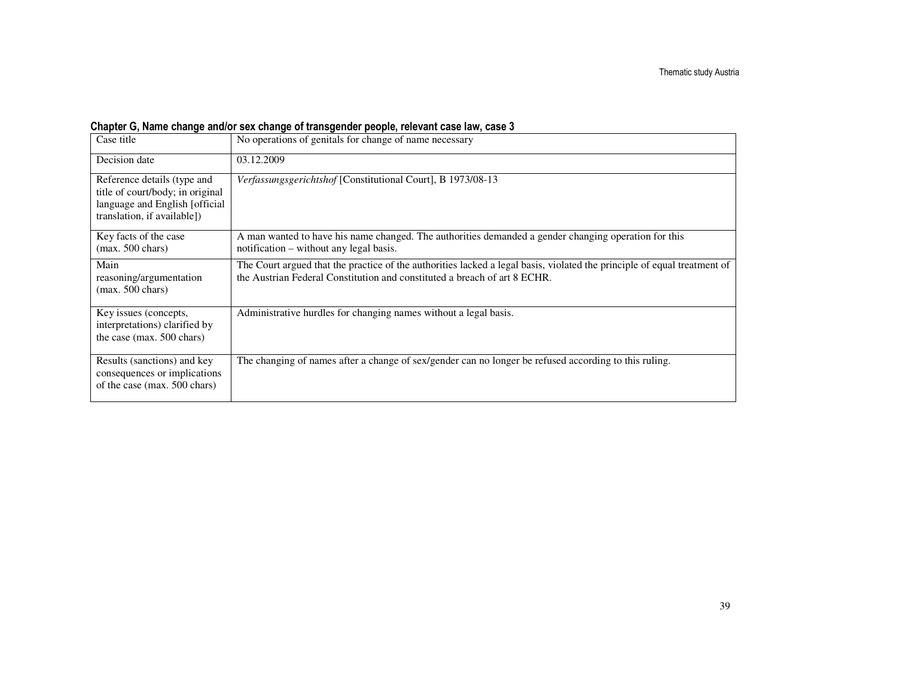**Chapter G, Name change and/or sex change of transgender people, relevant case law, case 3**

| Case title | No operations of genitals for change of name necessary |
|---|---|
| Decision date | 03.12.2009 |
| Reference details (type and title of court/body; in original language and English [official translation, if available]) | *Verfassungsgerichtshof* [Constitutional Court], B 1973/08-13 |
| Key facts of the case (max. 500 chars) | A man wanted to have his name changed. The authorities demanded a gender changing operation for this notification – without any legal basis. |
| Main reasoning/argumentation (max. 500 chars) | The Court argued that the practice of the authorities lacked a legal basis, violated the principle of equal treatment of the Austrian Federal Constitution and constituted a breach of art 8 ECHR. |
| Key issues (concepts, interpretations) clarified by the case (max. 500 chars) | Administrative hurdles for changing names without a legal basis. |
| Results (sanctions) and key consequences or implications of the case (max. 500 chars) | The changing of names after a change of sex/gender can no longer be refused according to this ruling. |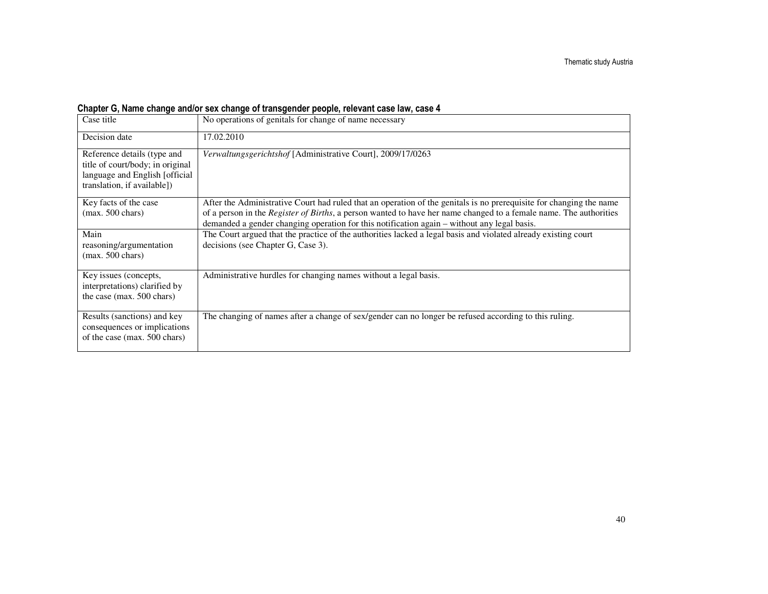**Chapter G, Name change and/or sex change of transgender people, relevant case law, case 4**

| Case title | No operations of genitals for change of name necessary |
|---|---|
| Decision date | 17.02.2010 |
| Reference details (type and title of court/body; in original language and English [official translation, if available]) | *Verwaltungsgerichtshof* [Administrative Court], 2009/17/0263 |
| Key facts of the case (max. 500 chars) | After the Administrative Court had ruled that an operation of the genitals is no prerequisite for changing the name of a person in the *Register of Births*, a person wanted to have her name changed to a female name. The authorities demanded a gender changing operation for this notification again – without any legal basis. |
| Main reasoning/argumentation (max. 500 chars) | The Court argued that the practice of the authorities lacked a legal basis and violated already existing court decisions (see Chapter G, Case 3). |
| Key issues (concepts, interpretations) clarified by the case (max. 500 chars) | Administrative hurdles for changing names without a legal basis. |
| Results (sanctions) and key consequences or implications of the case (max. 500 chars) | The changing of names after a change of sex/gender can no longer be refused according to this ruling. |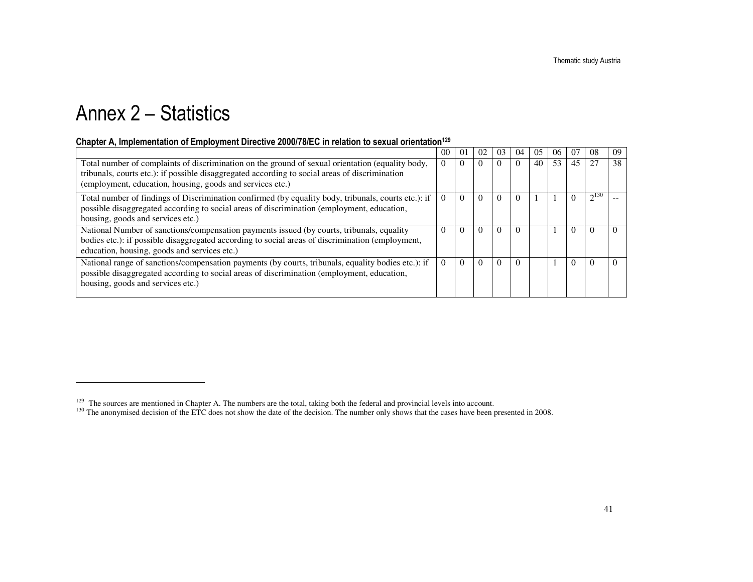# Annex 2 – Statistics

**Chapter A, Implementation of Employment Directive 2000/78/EC in relation to sexual orientation[129]**

| | 00 | 01 | 02 | 03 | 04 | 05 | 06 | 07 | 08 | 09 |
|---|---|---|---|---|---|---|---|---|---|---|
| Total number of complaints of discrimination on the ground of sexual orientation (equality body, tribunals, courts etc.): if possible disaggregated according to social areas of discrimination (employment, education, housing, goods and services etc.) | 0 | 0 | 0 | 0 | 0 | 40 | 53 | 45 | 27 | 38 |
| Total number of findings of Discrimination confirmed (by equality body, tribunals, courts etc.): if possible disaggregated according to social areas of discrimination (employment, education, housing, goods and services etc.) | 0 | 0 | 0 | 0 | 0 | 1 | 1 | 0 | 2[130] | -- |
| National Number of sanctions/compensation payments issued (by courts, tribunals, equality bodies etc.): if possible disaggregated according to social areas of discrimination (employment, education, housing, goods and services etc.) | 0 | 0 | 0 | 0 | 0 | | 1 | 0 | 0 | 0 |
| National range of sanctions/compensation payments (by courts, tribunals, equality bodies etc.): if possible disaggregated according to social areas of discrimination (employment, education, housing, goods and services etc.) | 0 | 0 | 0 | 0 | 0 | | 1 | 0 | 0 | 0 |

[129] The sources are mentioned in Chapter A. The numbers are the total, taking both the federal and provincial levels into account.

[130] The anonymised decision of the ETC does not show the date of the decision. The number only shows that the cases have been presented in 2008.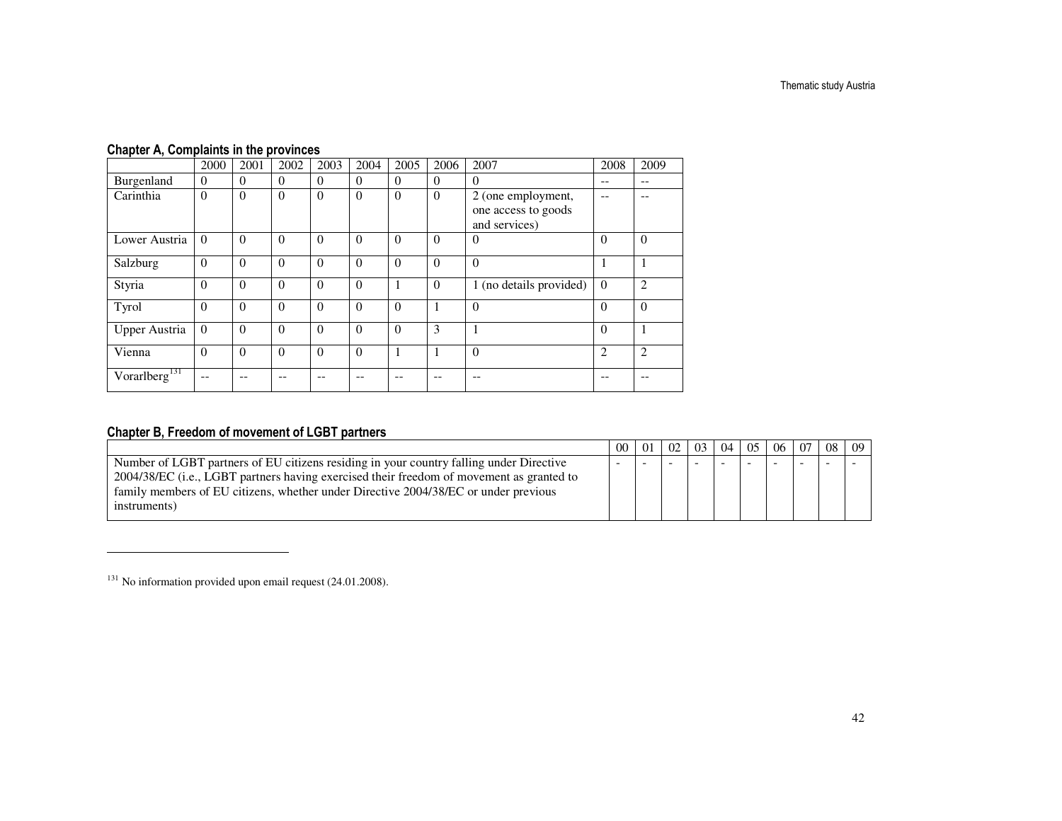#### Chapter A, Complaints in the provinces

| | 2000 | 2001 | 2002 | 2003 | 2004 | 2005 | 2006 | 2007 | 2008 | 2009 |
|---|---|---|---|---|---|---|---|---|---|---|
| Burgenland | 0 | 0 | 0 | 0 | 0 | 0 | 0 | 0 | -- | -- |
| Carinthia | 0 | 0 | 0 | 0 | 0 | 0 | 0 | 2 (one employment, one access to goods and services) | -- | -- |
| Lower Austria | 0 | 0 | 0 | 0 | 0 | 0 | 0 | 0 | 0 | 0 |
| Salzburg | 0 | 0 | 0 | 0 | 0 | 0 | 0 | 0 | 1 | 1 |
| Styria | 0 | 0 | 0 | 0 | 0 | 1 | 0 | 1 (no details provided) | 0 | 2 |
| Tyrol | 0 | 0 | 0 | 0 | 0 | 0 | 1 | 0 | 0 | 0 |
| Upper Austria | 0 | 0 | 0 | 0 | 0 | 0 | 3 | 1 | 0 | 1 |
| Vienna | 0 | 0 | 0 | 0 | 0 | 1 | 1 | 0 | 2 | 2 |
| Vorarlberg[131] | -- | -- | -- | -- | -- | -- | -- | -- | -- | -- |

#### Chapter B, Freedom of movement of LGBT partners

| | 00 | 01 | 02 | 03 | 04 | 05 | 06 | 07 | 08 | 09 |
|---|---|---|---|---|---|---|---|---|---|---|
| Number of LGBT partners of EU citizens residing in your country falling under Directive 2004/38/EC (i.e., LGBT partners having exercised their freedom of movement as granted to family members of EU citizens, whether under Directive 2004/38/EC or under previous instruments) | - | - | - | - | - | - | - | - | - | - |

---

[131] No information provided upon email request (24.01.2008).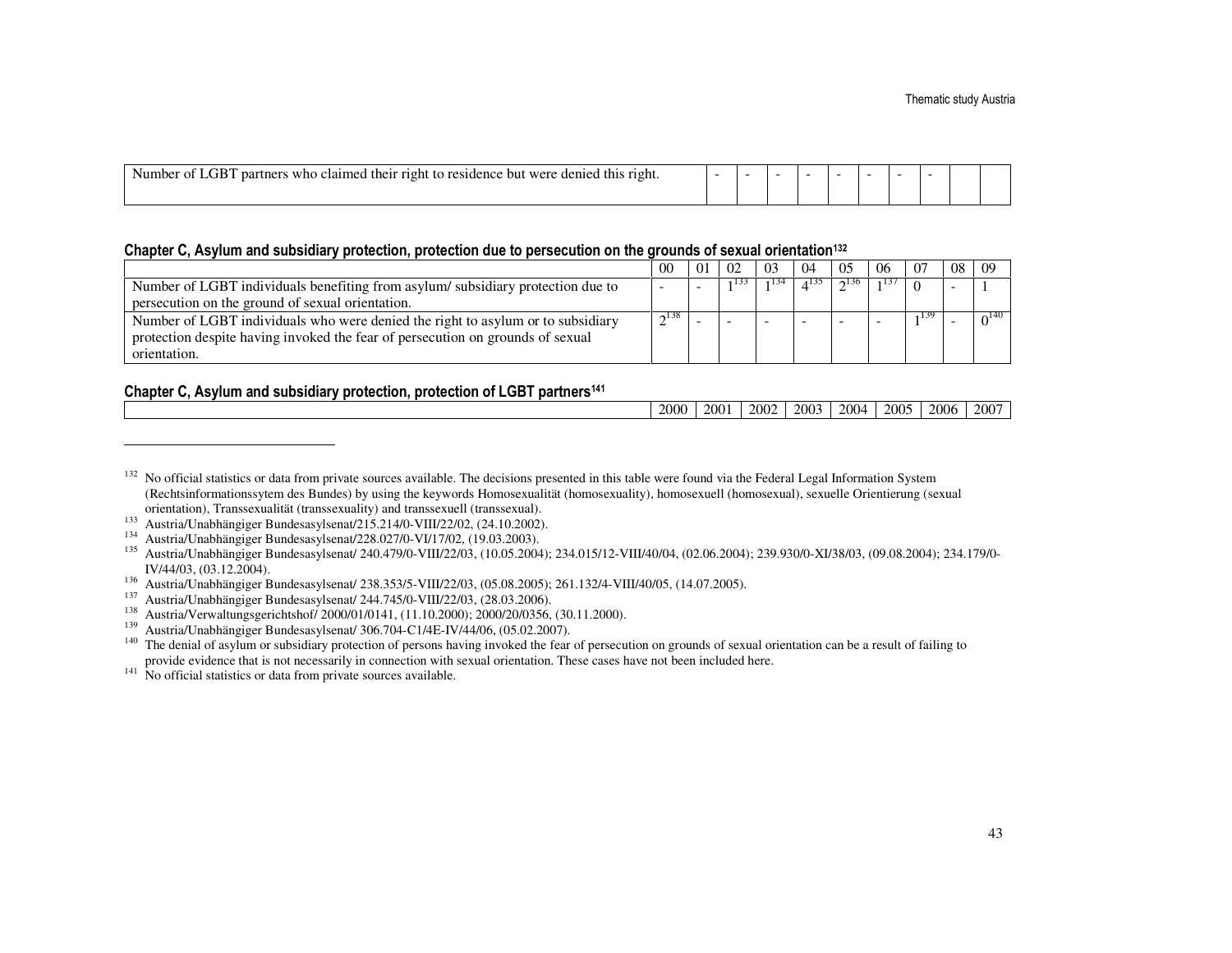| Number of LGBT partners who claimed their right to residence but were denied this right. | - | - | - | - | - | - | - | - | | |
|---|---|---|---|---|---|---|---|---|---|---|

### Chapter C, Asylum and subsidiary protection, protection due to persecution on the grounds of sexual orientation[132]

| | 00 | 01 | 02 | 03 | 04 | 05 | 06 | 07 | 08 | 09 |
|---|---|---|---|---|---|---|---|---|---|---|
| Number of LGBT individuals benefiting from asylum/ subsidiary protection due to persecution on the ground of sexual orientation. | - | - | 1[133] | 1[134] | 4[135] | 2[136] | 1[137] | 0 | - | 1 |
| Number of LGBT individuals who were denied the right to asylum or to subsidiary protection despite having invoked the fear of persecution on grounds of sexual orientation. | 2[138] | - | - | - | - | - | - | 1[139] | - | 0[140] |

### Chapter C, Asylum and subsidiary protection, protection of LGBT partners[141]

| | 2000 | 2001 | 2002 | 2003 | 2004 | 2005 | 2006 | 2007 |
|---|---|---|---|---|---|---|---|---|

[132] No official statistics or data from private sources available. The decisions presented in this table were found via the Federal Legal Information System (Rechtsinformationssytem des Bundes) by using the keywords Homosexualität (homosexuality), homosexuell (homosexual), sexuelle Orientierung (sexual orientation), Transsexualität (transsexuality) and transsexuell (transsexual).

[133] Austria/Unabhängiger Bundesasylsenat/215.214/0-VIII/22/02, (24.10.2002).

[134] Austria/Unabhängiger Bundesasylsenat/228.027/0-VI/17/02, (19.03.2003).

[135] Austria/Unabhängiger Bundesasylsenat/ 240.479/0-VIII/22/03, (10.05.2004); 234.015/12-VIII/40/04, (02.06.2004); 239.930/0-XI/38/03, (09.08.2004); 234.179/0-IV/44/03, (03.12.2004).

[136] Austria/Unabhängiger Bundesasylsenat/ 238.353/5-VIII/22/03, (05.08.2005); 261.132/4-VIII/40/05, (14.07.2005).

[137] Austria/Unabhängiger Bundesasylsenat/ 244.745/0-VIII/22/03, (28.03.2006).

[138] Austria/Verwaltungsgerichtshof/ 2000/01/0141, (11.10.2000); 2000/20/0356, (30.11.2000).

[139] Austria/Unabhängiger Bundesasylsenat/ 306.704-C1/4E-IV/44/06, (05.02.2007).

[140] The denial of asylum or subsidiary protection of persons having invoked the fear of persecution on grounds of sexual orientation can be a result of failing to provide evidence that is not necessarily in connection with sexual orientation. These cases have not been included here.

[141] No official statistics or data from private sources available.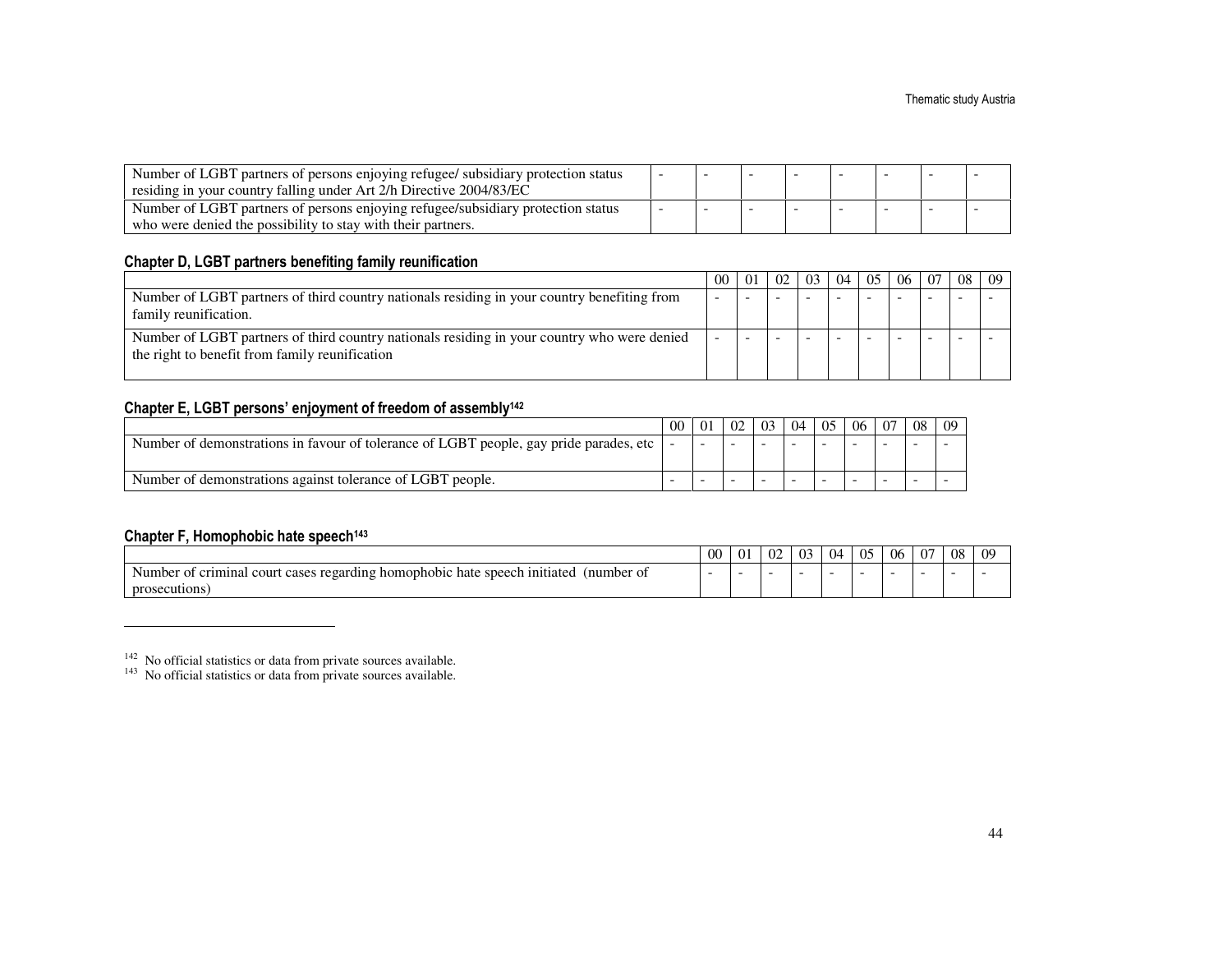| | | | | | | | | |
|---|---|---|---|---|---|---|---|---|
| Number of LGBT partners of persons enjoying refugee/ subsidiary protection status residing in your country falling under Art 2/h Directive 2004/83/EC | - | - | - | - | - | - | - | - |
| Number of LGBT partners of persons enjoying refugee/subsidiary protection status who were denied the possibility to stay with their partners. | - | - | - | - | - | - | - | - |

### Chapter D, LGBT partners benefiting family reunification

| | 00 | 01 | 02 | 03 | 04 | 05 | 06 | 07 | 08 | 09 |
|---|---|---|---|---|---|---|---|---|---|---|
| Number of LGBT partners of third country nationals residing in your country benefiting from family reunification. | - | - | - | - | - | - | - | - | - | - |
| Number of LGBT partners of third country nationals residing in your country who were denied the right to benefit from family reunification | - | - | - | - | - | - | - | - | - | - |

### Chapter E, LGBT persons' enjoyment of freedom of assembly[142]

| | 00 | 01 | 02 | 03 | 04 | 05 | 06 | 07 | 08 | 09 |
|---|---|---|---|---|---|---|---|---|---|---|
| Number of demonstrations in favour of tolerance of LGBT people, gay pride parades, etc | - | - | - | - | - | - | - | - | - | - |
| Number of demonstrations against tolerance of LGBT people. | - | - | - | - | - | - | - | - | - | - |

### Chapter F, Homophobic hate speech[143]

| | 00 | 01 | 02 | 03 | 04 | 05 | 06 | 07 | 08 | 09 |
|---|---|---|---|---|---|---|---|---|---|---|
| Number of criminal court cases regarding homophobic hate speech initiated (number of prosecutions) | - | - | - | - | - | - | - | - | - | - |

---

[142] No official statistics or data from private sources available.

[143] No official statistics or data from private sources available.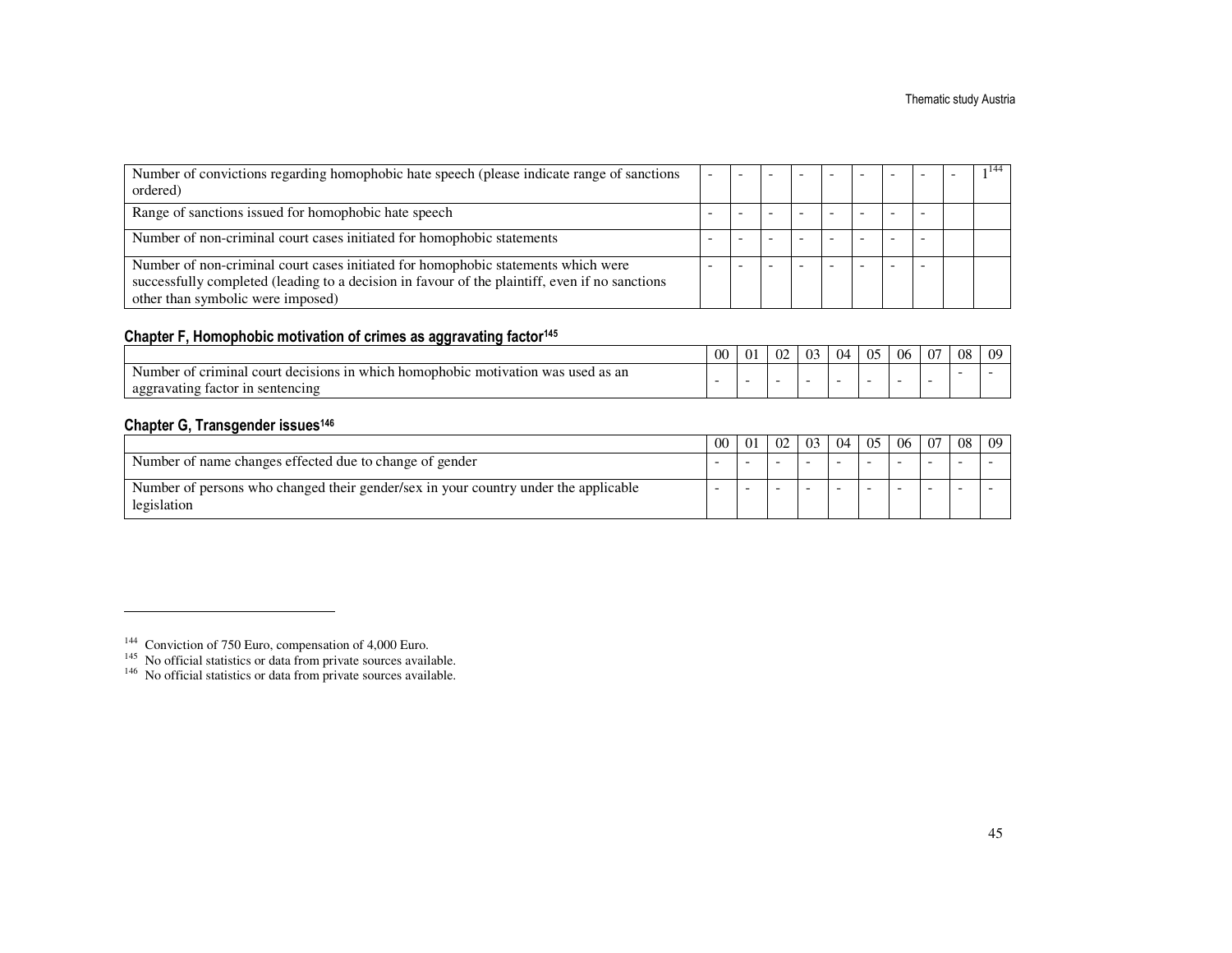| | 00 | 01 | 02 | 03 | 04 | 05 | 06 | 07 | 08 | 09 |
|---|---|---|---|---|---|---|---|---|---|---|
| Number of convictions regarding homophobic hate speech (please indicate range of sanctions ordered) | - | - | - | - | - | - | - | - | - | 1[144] |
| Range of sanctions issued for homophobic hate speech | - | - | - | - | - | - | - | - | | |
| Number of non-criminal court cases initiated for homophobic statements | - | - | - | - | - | - | - | - | | |
| Number of non-criminal court cases initiated for homophobic statements which were successfully completed (leading to a decision in favour of the plaintiff, even if no sanctions other than symbolic were imposed) | - | - | - | - | - | - | - | - | | |

#### Chapter F, Homophobic motivation of crimes as aggravating factor[145]

| | 00 | 01 | 02 | 03 | 04 | 05 | 06 | 07 | 08 | 09 |
|---|---|---|---|---|---|---|---|---|---|---|
| Number of criminal court decisions in which homophobic motivation was used as an aggravating factor in sentencing | - | - | - | - | - | - | - | - | - | - |

#### Chapter G, Transgender issues[146]

| | 00 | 01 | 02 | 03 | 04 | 05 | 06 | 07 | 08 | 09 |
|---|---|---|---|---|---|---|---|---|---|---|
| Number of name changes effected due to change of gender | - | - | - | - | - | - | - | - | - | - |
| Number of persons who changed their gender/sex in your country under the applicable legislation | - | - | - | - | - | - | - | - | - | - |

---

[144] Conviction of 750 Euro, compensation of 4,000 Euro.

[145] No official statistics or data from private sources available.

[146] No official statistics or data from private sources available.